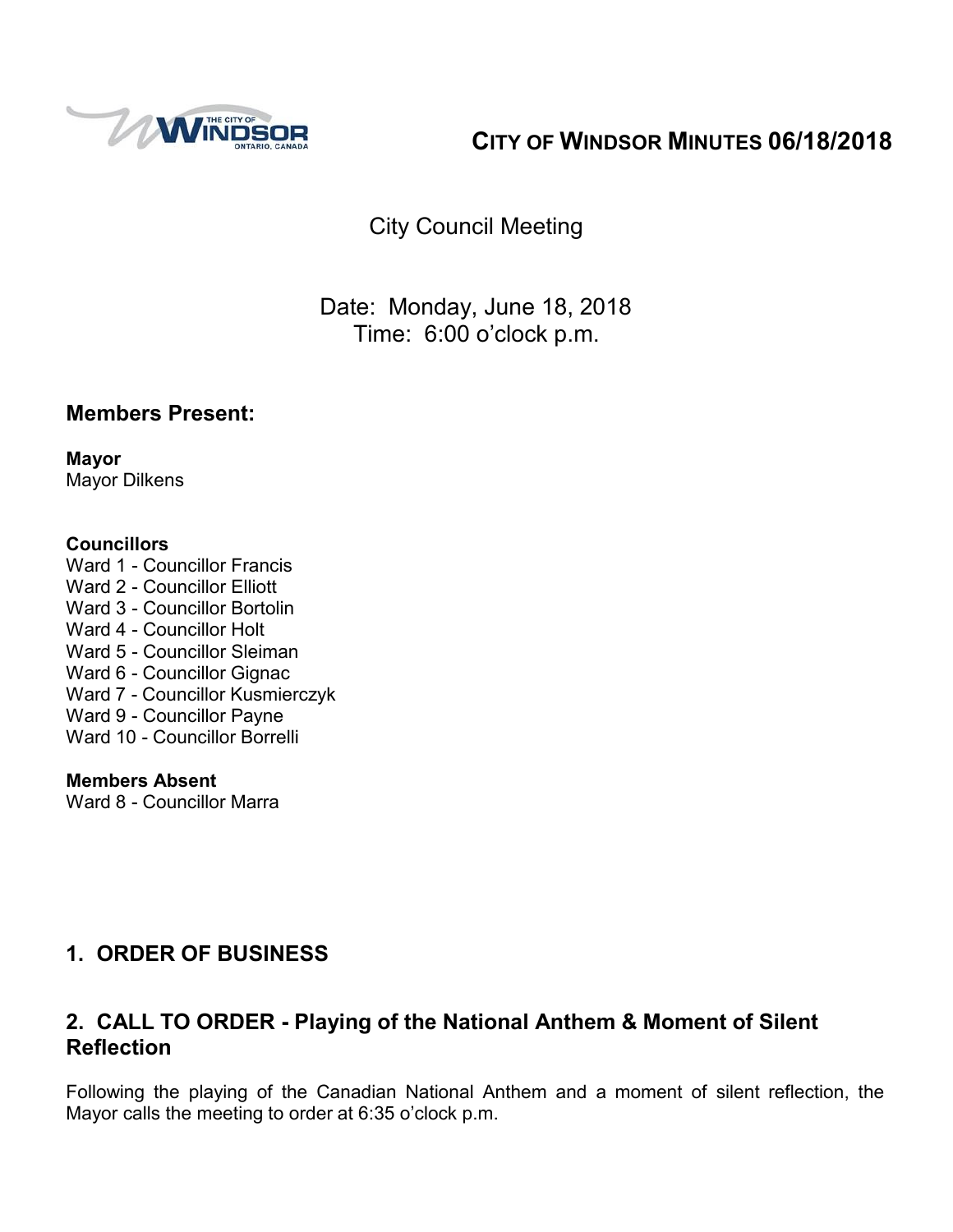# CITY OF WINDSOR MINUTES 06/18/2018

City Council Meeting

Date: Monday, June 18, 2018
Time: 6:00 o'clock p.m.

## Members Present:

**Mayor**
Mayor Dilkens

**Councillors**
Ward 1 - Councillor Francis
Ward 2 - Councillor Elliott
Ward 3 - Councillor Bortolin
Ward 4 - Councillor Holt
Ward 5 - Councillor Sleiman
Ward 6 - Councillor Gignac
Ward 7 - Councillor Kusmierczyk
Ward 9 - Councillor Payne
Ward 10 - Councillor Borrelli

**Members Absent**
Ward 8 - Councillor Marra

## 1. ORDER OF BUSINESS

## 2. CALL TO ORDER - Playing of the National Anthem & Moment of Silent Reflection

Following the playing of the Canadian National Anthem and a moment of silent reflection, the Mayor calls the meeting to order at 6:35 o'clock p.m.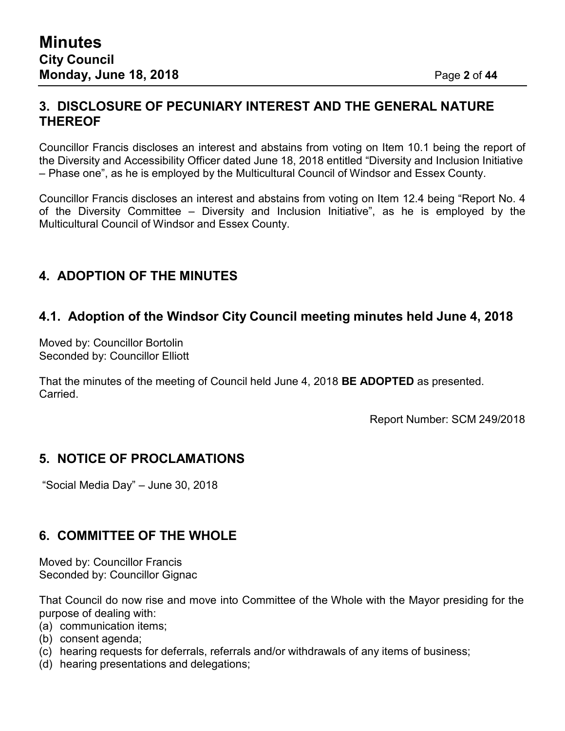## 3. DISCLOSURE OF PECUNIARY INTEREST AND THE GENERAL NATURE THEREOF

Councillor Francis discloses an interest and abstains from voting on Item 10.1 being the report of the Diversity and Accessibility Officer dated June 18, 2018 entitled "Diversity and Inclusion Initiative – Phase one", as he is employed by the Multicultural Council of Windsor and Essex County.

Councillor Francis discloses an interest and abstains from voting on Item 12.4 being "Report No. 4 of the Diversity Committee – Diversity and Inclusion Initiative", as he is employed by the Multicultural Council of Windsor and Essex County.

## 4. ADOPTION OF THE MINUTES

## 4.1. Adoption of the Windsor City Council meeting minutes held June 4, 2018

Moved by: Councillor Bortolin
Seconded by: Councillor Elliott

That the minutes of the meeting of Council held June 4, 2018 **BE ADOPTED** as presented.
Carried.

Report Number: SCM 249/2018

## 5. NOTICE OF PROCLAMATIONS

"Social Media Day" – June 30, 2018

## 6. COMMITTEE OF THE WHOLE

Moved by: Councillor Francis
Seconded by: Councillor Gignac

That Council do now rise and move into Committee of the Whole with the Mayor presiding for the purpose of dealing with:

(a) communication items;
(b) consent agenda;
(c) hearing requests for deferrals, referrals and/or withdrawals of any items of business;
(d) hearing presentations and delegations;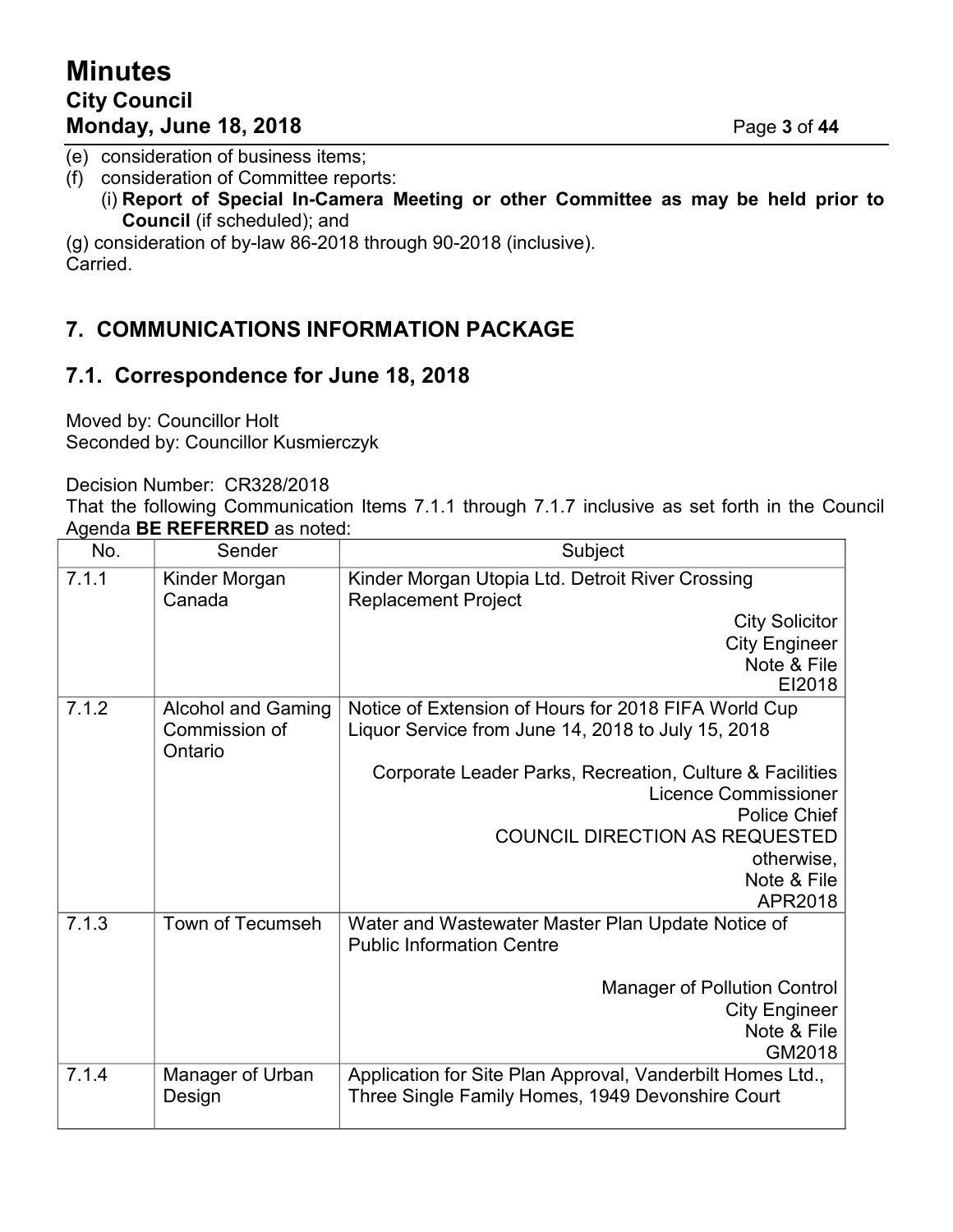(e) consideration of business items;

(f) consideration of Committee reports:

(i) **Report of Special In-Camera Meeting or other Committee as may be held prior to Council** (if scheduled); and

(g) consideration of by-law 86-2018 through 90-2018 (inclusive).

Carried.

## 7. COMMUNICATIONS INFORMATION PACKAGE

### 7.1. Correspondence for June 18, 2018

Moved by: Councillor Holt
Seconded by: Councillor Kusmierczyk

Decision Number: CR328/2018
That the following Communication Items 7.1.1 through 7.1.7 inclusive as set forth in the Council Agenda **BE REFERRED** as noted:

| No. | Sender | Subject |
|---|---|---|
| 7.1.1 | Kinder Morgan Canada | Kinder Morgan Utopia Ltd. Detroit River Crossing Replacement Project<br>City Solicitor<br>City Engineer<br>Note & File<br>EI2018 |
| 7.1.2 | Alcohol and Gaming Commission of Ontario | Notice of Extension of Hours for 2018 FIFA World Cup Liquor Service from June 14, 2018 to July 15, 2018<br>Corporate Leader Parks, Recreation, Culture & Facilities<br>Licence Commissioner<br>Police Chief<br>COUNCIL DIRECTION AS REQUESTED<br>otherwise,<br>Note & File<br>APR2018 |
| 7.1.3 | Town of Tecumseh | Water and Wastewater Master Plan Update Notice of Public Information Centre<br>Manager of Pollution Control<br>City Engineer<br>Note & File<br>GM2018 |
| 7.1.4 | Manager of Urban Design | Application for Site Plan Approval, Vanderbilt Homes Ltd., Three Single Family Homes, 1949 Devonshire Court |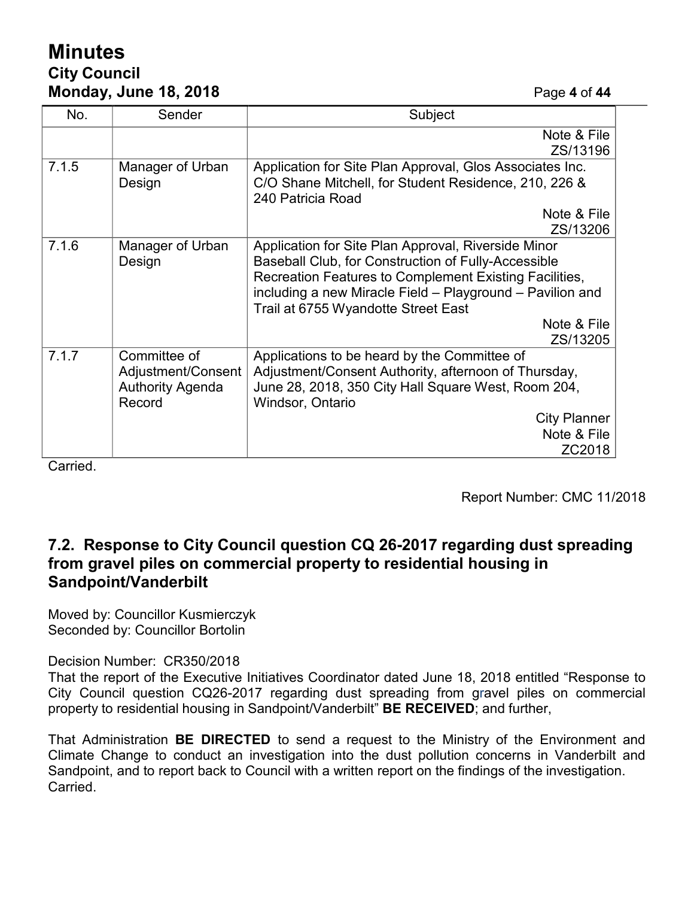| No. | Sender | Subject |
|---|---|---|
| | | Note & File<br>ZS/13196 |
| 7.1.5 | Manager of Urban Design | Application for Site Plan Approval, Glos Associates Inc. C/O Shane Mitchell, for Student Residence, 210, 226 & 240 Patricia Road<br>Note & File<br>ZS/13206 |
| 7.1.6 | Manager of Urban Design | Application for Site Plan Approval, Riverside Minor Baseball Club, for Construction of Fully-Accessible Recreation Features to Complement Existing Facilities, including a new Miracle Field – Playground – Pavilion and Trail at 6755 Wyandotte Street East<br>Note & File<br>ZS/13205 |
| 7.1.7 | Committee of Adjustment/Consent Authority Agenda Record | Applications to be heard by the Committee of Adjustment/Consent Authority, afternoon of Thursday, June 28, 2018, 350 City Hall Square West, Room 204, Windsor, Ontario<br>City Planner<br>Note & File<br>ZC2018 |

Carried.

Report Number: CMC 11/2018

### 7.2. Response to City Council question CQ 26-2017 regarding dust spreading from gravel piles on commercial property to residential housing in Sandpoint/Vanderbilt

Moved by: Councillor Kusmierczyk
Seconded by: Councillor Bortolin

Decision Number: CR350/2018
That the report of the Executive Initiatives Coordinator dated June 18, 2018 entitled "Response to City Council question CQ26-2017 regarding dust spreading from gravel piles on commercial property to residential housing in Sandpoint/Vanderbilt" **BE RECEIVED**; and further,

That Administration **BE DIRECTED** to send a request to the Ministry of the Environment and Climate Change to conduct an investigation into the dust pollution concerns in Vanderbilt and Sandpoint, and to report back to Council with a written report on the findings of the investigation.
Carried.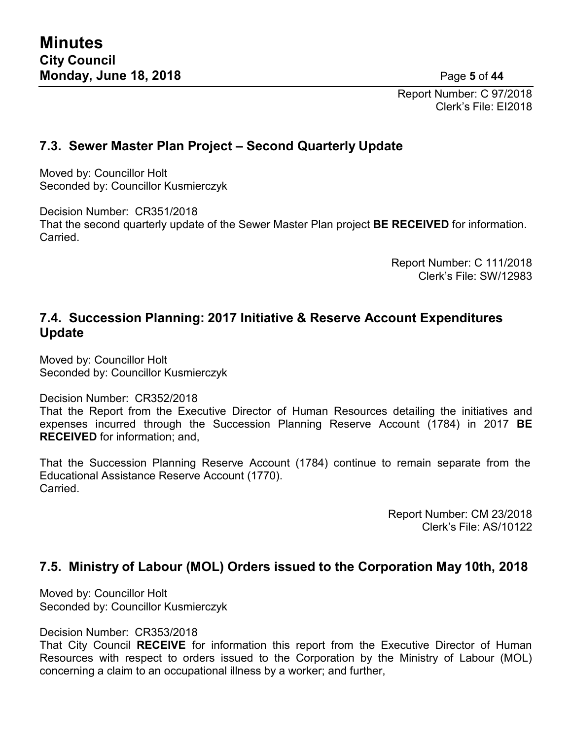Report Number: C 97/2018
Clerk's File: EI2018

### 7.3. Sewer Master Plan Project – Second Quarterly Update

Moved by: Councillor Holt
Seconded by: Councillor Kusmierczyk

Decision Number: CR351/2018
That the second quarterly update of the Sewer Master Plan project **BE RECEIVED** for information.
Carried.

Report Number: C 111/2018
Clerk's File: SW/12983

### 7.4. Succession Planning: 2017 Initiative & Reserve Account Expenditures Update

Moved by: Councillor Holt
Seconded by: Councillor Kusmierczyk

Decision Number: CR352/2018
That the Report from the Executive Director of Human Resources detailing the initiatives and expenses incurred through the Succession Planning Reserve Account (1784) in 2017 **BE RECEIVED** for information; and,

That the Succession Planning Reserve Account (1784) continue to remain separate from the Educational Assistance Reserve Account (1770).
Carried.

Report Number: CM 23/2018
Clerk's File: AS/10122

### 7.5. Ministry of Labour (MOL) Orders issued to the Corporation May 10th, 2018

Moved by: Councillor Holt
Seconded by: Councillor Kusmierczyk

Decision Number: CR353/2018
That City Council **RECEIVE** for information this report from the Executive Director of Human Resources with respect to orders issued to the Corporation by the Ministry of Labour (MOL) concerning a claim to an occupational illness by a worker; and further,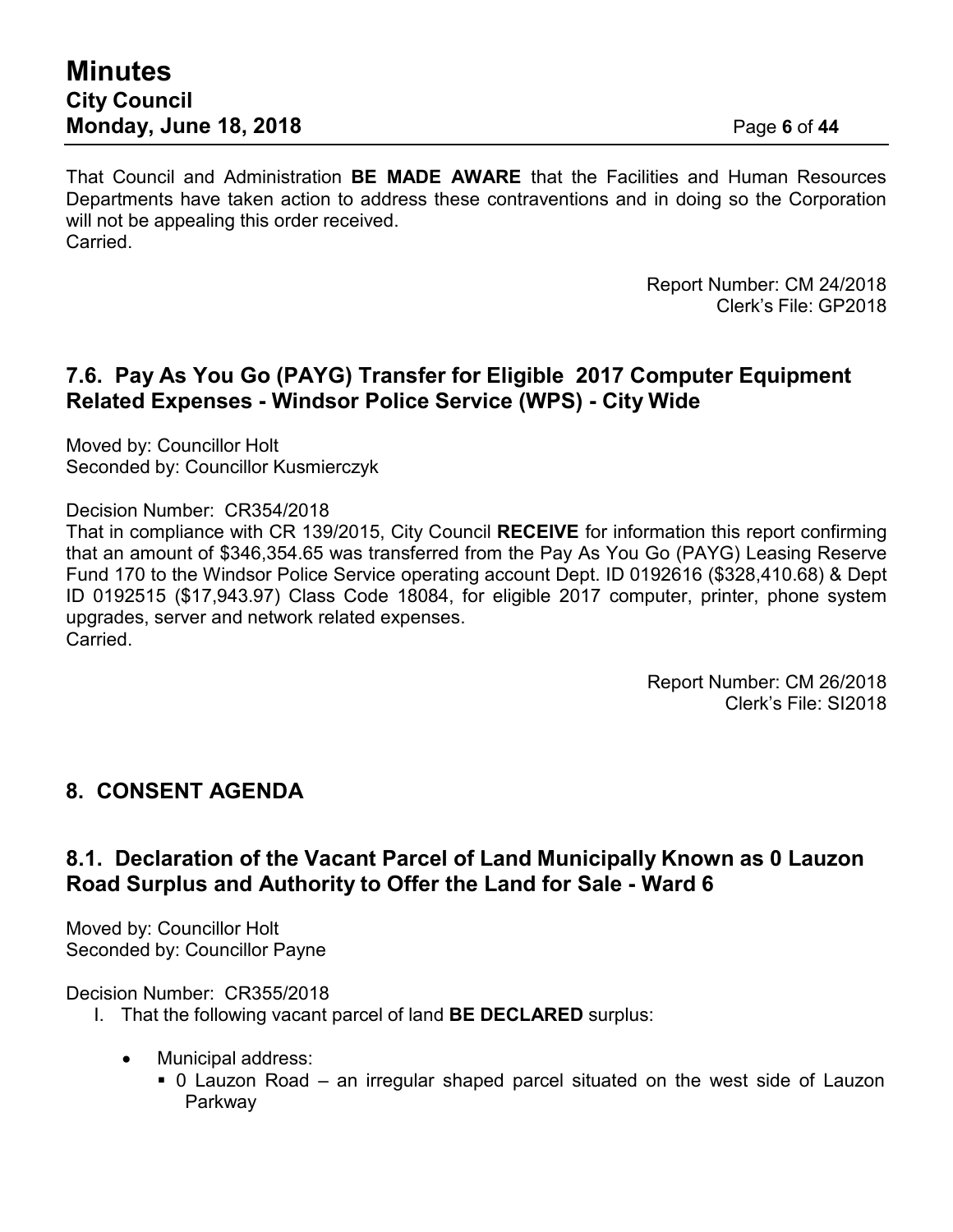That Council and Administration **BE MADE AWARE** that the Facilities and Human Resources Departments have taken action to address these contraventions and in doing so the Corporation will not be appealing this order received.
Carried.

Report Number: CM 24/2018
Clerk's File: GP2018

## 7.6. Pay As You Go (PAYG) Transfer for Eligible 2017 Computer Equipment Related Expenses - Windsor Police Service (WPS) - City Wide

Moved by: Councillor Holt
Seconded by: Councillor Kusmierczyk

Decision Number: CR354/2018
That in compliance with CR 139/2015, City Council **RECEIVE** for information this report confirming that an amount of $346,354.65 was transferred from the Pay As You Go (PAYG) Leasing Reserve Fund 170 to the Windsor Police Service operating account Dept. ID 0192616 ($328,410.68) & Dept ID 0192515 ($17,943.97) Class Code 18084, for eligible 2017 computer, printer, phone system upgrades, server and network related expenses.
Carried.

Report Number: CM 26/2018
Clerk's File: SI2018

# 8. CONSENT AGENDA

## 8.1. Declaration of the Vacant Parcel of Land Municipally Known as 0 Lauzon Road Surplus and Authority to Offer the Land for Sale - Ward 6

Moved by: Councillor Holt
Seconded by: Councillor Payne

Decision Number: CR355/2018

I. That the following vacant parcel of land **BE DECLARED** surplus:

- Municipal address:
  - 0 Lauzon Road – an irregular shaped parcel situated on the west side of Lauzon Parkway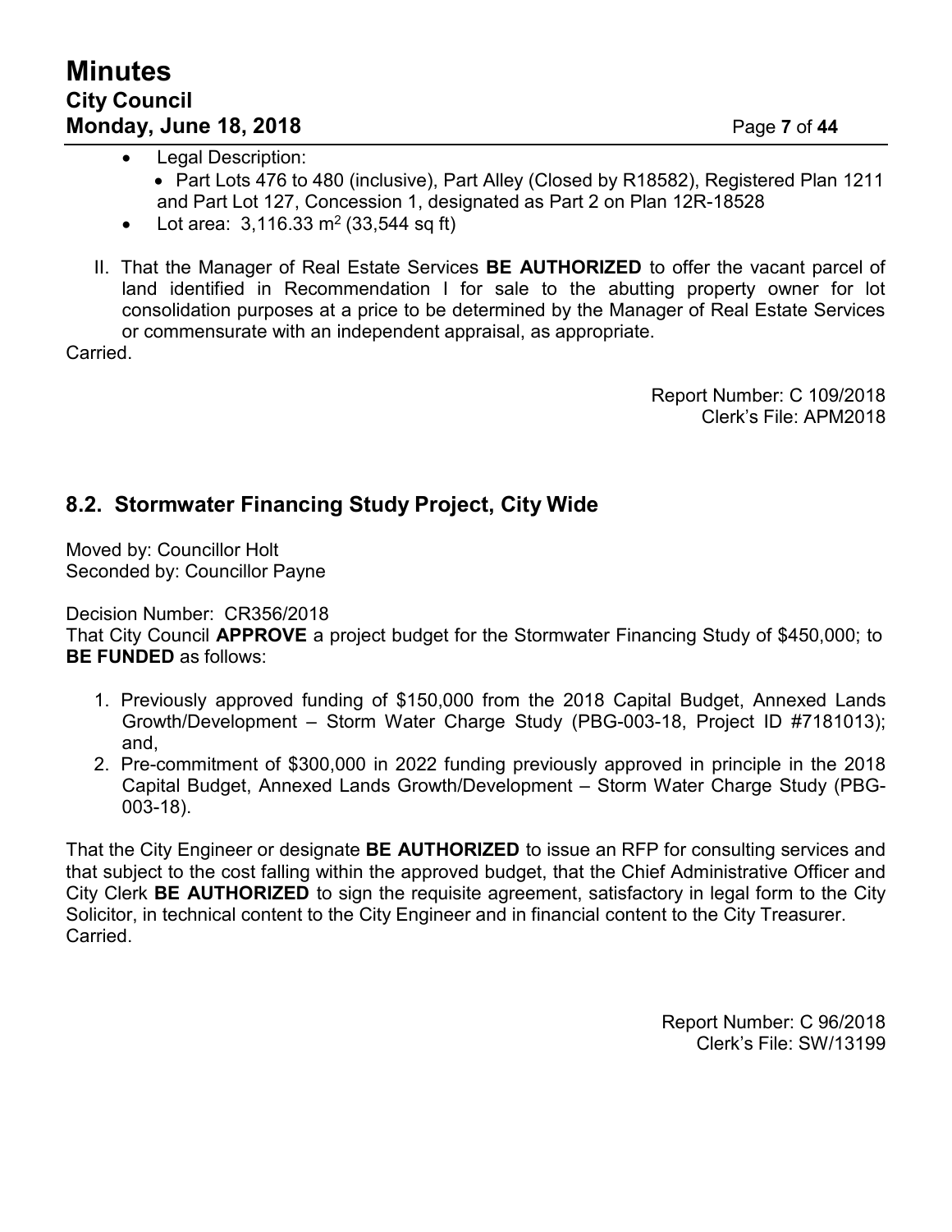- Legal Description:
  - Part Lots 476 to 480 (inclusive), Part Alley (Closed by R18582), Registered Plan 1211 and Part Lot 127, Concession 1, designated as Part 2 on Plan 12R-18528
- Lot area: 3,116.33 $m^2$ (33,544 sq ft)

II. That the Manager of Real Estate Services **BE AUTHORIZED** to offer the vacant parcel of land identified in Recommendation I for sale to the abutting property owner for lot consolidation purposes at a price to be determined by the Manager of Real Estate Services or commensurate with an independent appraisal, as appropriate.

Carried.

Report Number: C 109/2018
Clerk's File: APM2018

## 8.2. Stormwater Financing Study Project, City Wide

Moved by: Councillor Holt
Seconded by: Councillor Payne

Decision Number: CR356/2018
That City Council **APPROVE** a project budget for the Stormwater Financing Study of $450,000; to **BE FUNDED** as follows:

1. Previously approved funding of $150,000 from the 2018 Capital Budget, Annexed Lands Growth/Development – Storm Water Charge Study (PBG-003-18, Project ID #7181013); and,
2. Pre-commitment of $300,000 in 2022 funding previously approved in principle in the 2018 Capital Budget, Annexed Lands Growth/Development – Storm Water Charge Study (PBG-003-18).

That the City Engineer or designate **BE AUTHORIZED** to issue an RFP for consulting services and that subject to the cost falling within the approved budget, that the Chief Administrative Officer and City Clerk **BE AUTHORIZED** to sign the requisite agreement, satisfactory in legal form to the City Solicitor, in technical content to the City Engineer and in financial content to the City Treasurer.
Carried.

Report Number: C 96/2018
Clerk's File: SW/13199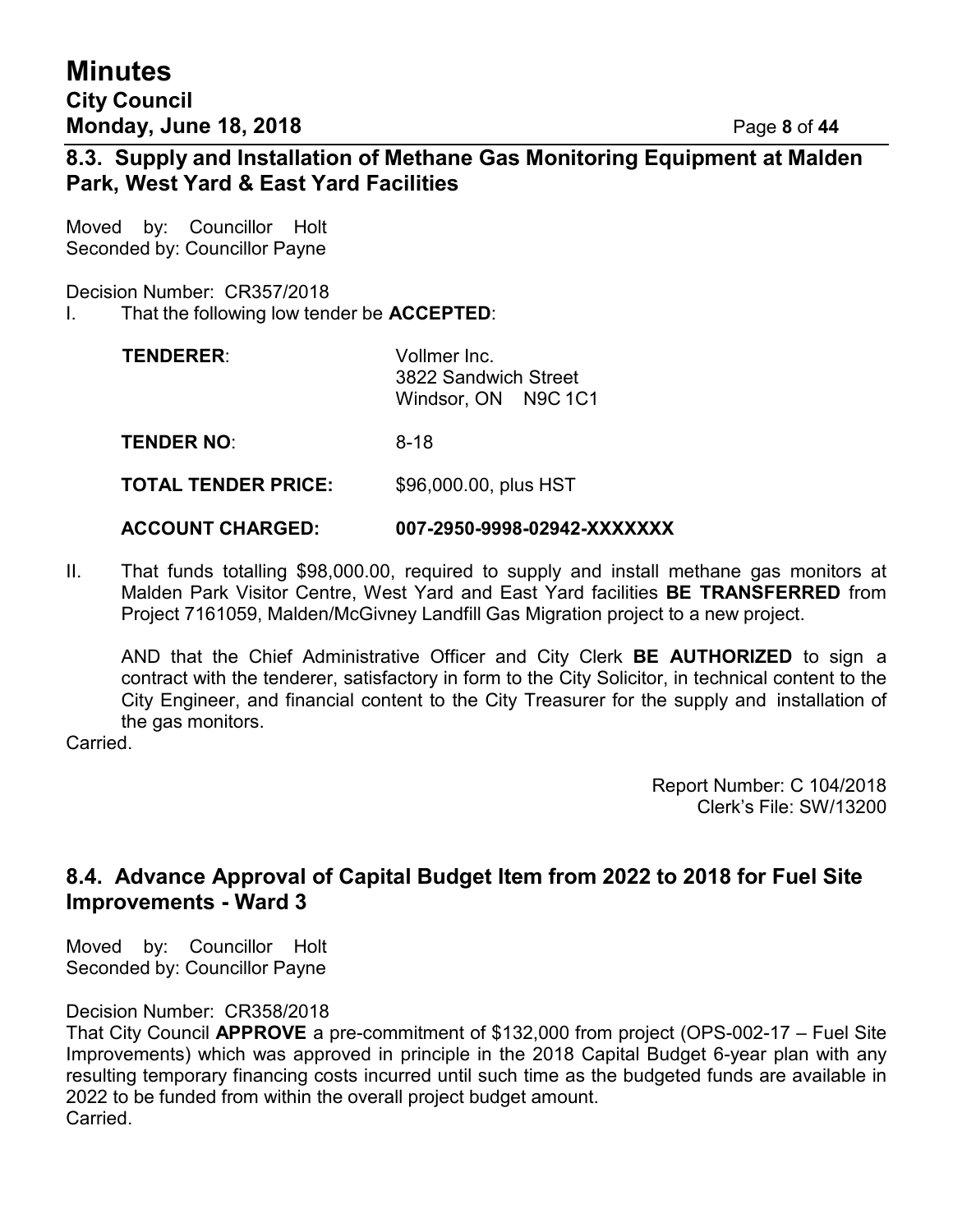## 8.3. Supply and Installation of Methane Gas Monitoring Equipment at Malden Park, West Yard & East Yard Facilities

Moved by: Councillor Holt
Seconded by: Councillor Payne

Decision Number: CR357/2018

I. That the following low tender be **ACCEPTED**:

**TENDERER**: Vollmer Inc.
3822 Sandwich Street
Windsor, ON N9C 1C1

**TENDER NO**: 8-18

**TOTAL TENDER PRICE:** $96,000.00, plus HST

**ACCOUNT CHARGED:** **007-2950-9998-02942-XXXXXXX**

II. That funds totalling $98,000.00, required to supply and install methane gas monitors at Malden Park Visitor Centre, West Yard and East Yard facilities **BE TRANSFERRED** from Project 7161059, Malden/McGivney Landfill Gas Migration project to a new project.

AND that the Chief Administrative Officer and City Clerk **BE AUTHORIZED** to sign a contract with the tenderer, satisfactory in form to the City Solicitor, in technical content to the City Engineer, and financial content to the City Treasurer for the supply and installation of the gas monitors.

Carried.

Report Number: C 104/2018
Clerk's File: SW/13200

## 8.4. Advance Approval of Capital Budget Item from 2022 to 2018 for Fuel Site Improvements - Ward 3

Moved by: Councillor Holt
Seconded by: Councillor Payne

Decision Number: CR358/2018

That City Council **APPROVE** a pre-commitment of $132,000 from project (OPS-002-17 – Fuel Site Improvements) which was approved in principle in the 2018 Capital Budget 6-year plan with any resulting temporary financing costs incurred until such time as the budgeted funds are available in 2022 to be funded from within the overall project budget amount.

Carried.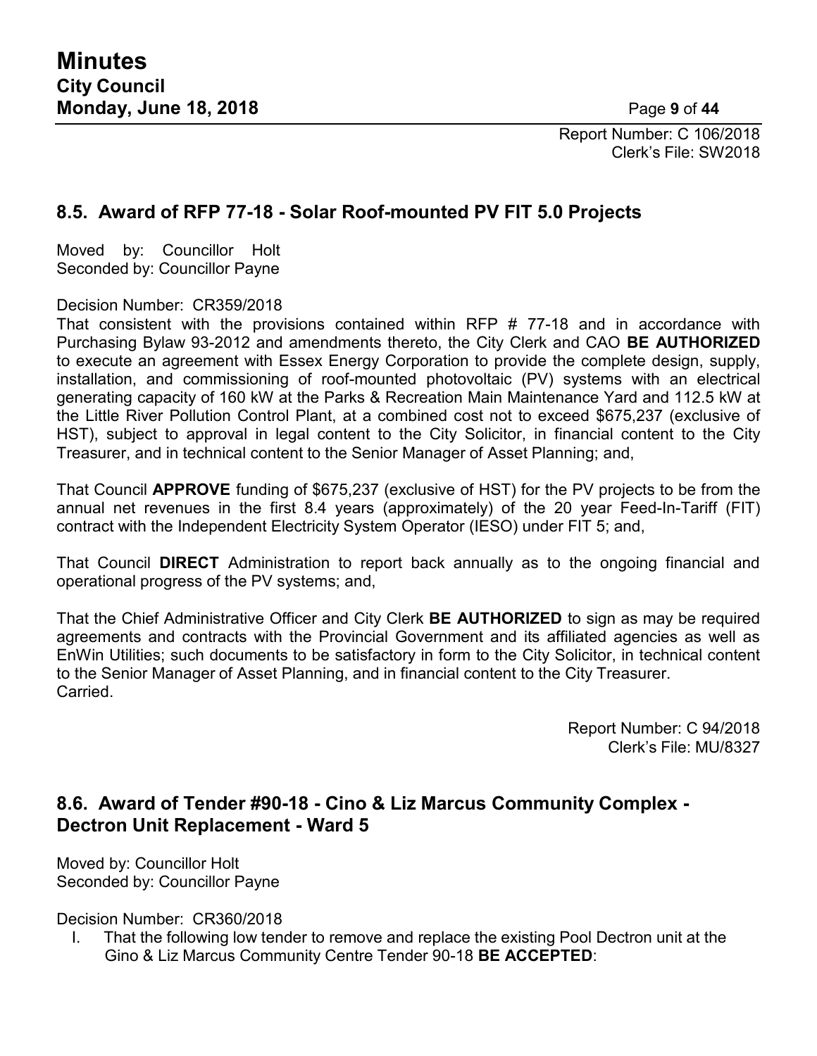Report Number: C 106/2018
Clerk's File: SW2018

## 8.5. Award of RFP 77-18 - Solar Roof-mounted PV FIT 5.0 Projects

Moved by: Councillor Holt
Seconded by: Councillor Payne

Decision Number: CR359/2018

That consistent with the provisions contained within RFP # 77-18 and in accordance with Purchasing Bylaw 93-2012 and amendments thereto, the City Clerk and CAO **BE AUTHORIZED** to execute an agreement with Essex Energy Corporation to provide the complete design, supply, installation, and commissioning of roof-mounted photovoltaic (PV) systems with an electrical generating capacity of 160 kW at the Parks & Recreation Main Maintenance Yard and 112.5 kW at the Little River Pollution Control Plant, at a combined cost not to exceed $675,237 (exclusive of HST), subject to approval in legal content to the City Solicitor, in financial content to the City Treasurer, and in technical content to the Senior Manager of Asset Planning; and,

That Council **APPROVE** funding of $675,237 (exclusive of HST) for the PV projects to be from the annual net revenues in the first 8.4 years (approximately) of the 20 year Feed-In-Tariff (FIT) contract with the Independent Electricity System Operator (IESO) under FIT 5; and,

That Council **DIRECT** Administration to report back annually as to the ongoing financial and operational progress of the PV systems; and,

That the Chief Administrative Officer and City Clerk **BE AUTHORIZED** to sign as may be required agreements and contracts with the Provincial Government and its affiliated agencies as well as EnWin Utilities; such documents to be satisfactory in form to the City Solicitor, in technical content to the Senior Manager of Asset Planning, and in financial content to the City Treasurer.
Carried.

Report Number: C 94/2018
Clerk's File: MU/8327

## 8.6. Award of Tender #90-18 - Cino & Liz Marcus Community Complex - Dectron Unit Replacement - Ward 5

Moved by: Councillor Holt
Seconded by: Councillor Payne

Decision Number: CR360/2018

I. That the following low tender to remove and replace the existing Pool Dectron unit at the Gino & Liz Marcus Community Centre Tender 90-18 **BE ACCEPTED**: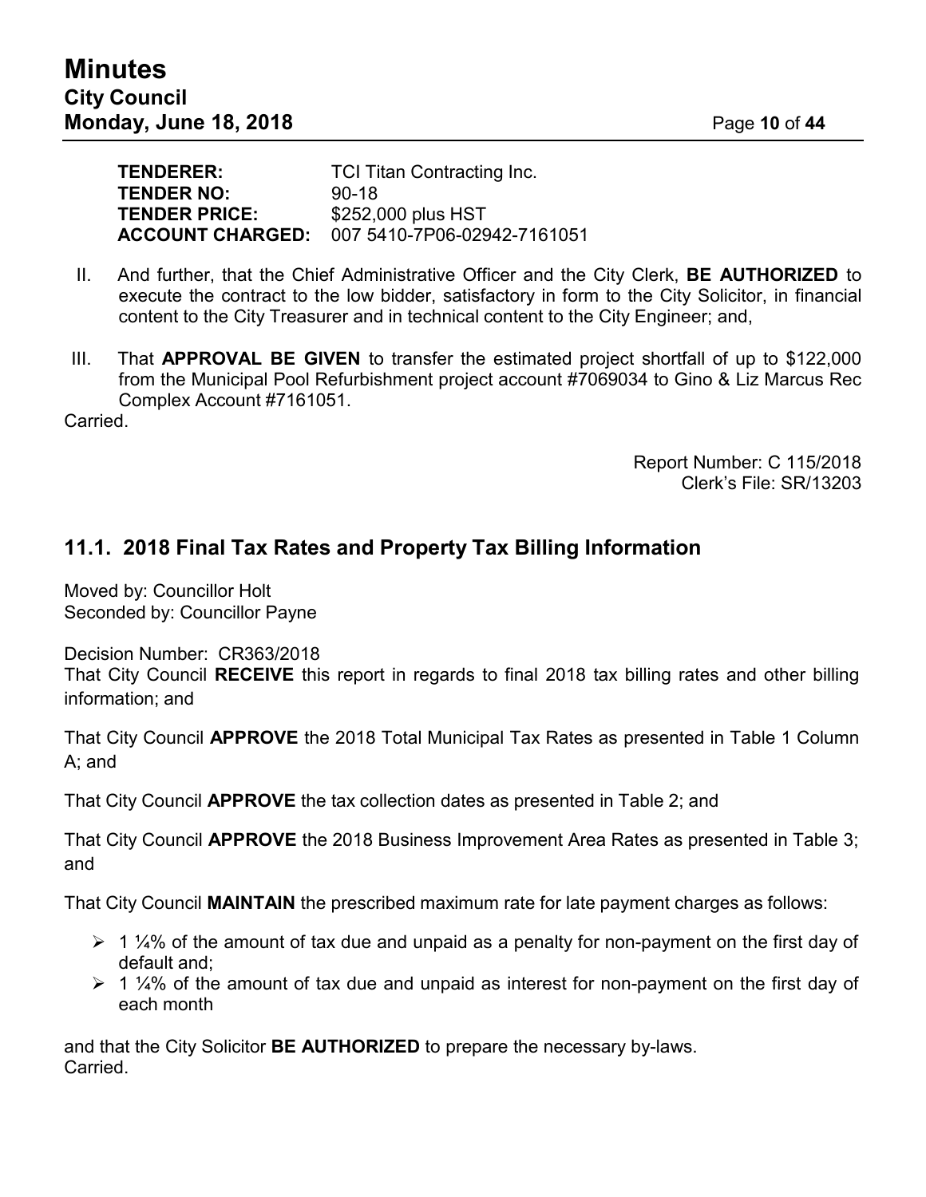**TENDERER:** TCI Titan Contracting Inc.
**TENDER NO:** 90-18
**TENDER PRICE:** $252,000 plus HST
**ACCOUNT CHARGED:** 007 5410-7P06-02942-7161051

II. And further, that the Chief Administrative Officer and the City Clerk, **BE AUTHORIZED** to execute the contract to the low bidder, satisfactory in form to the City Solicitor, in financial content to the City Treasurer and in technical content to the City Engineer; and,

III. That **APPROVAL BE GIVEN** to transfer the estimated project shortfall of up to $122,000 from the Municipal Pool Refurbishment project account #7069034 to Gino & Liz Marcus Rec Complex Account #7161051.

Carried.

Report Number: C 115/2018
Clerk's File: SR/13203

## 11.1. 2018 Final Tax Rates and Property Tax Billing Information

Moved by: Councillor Holt
Seconded by: Councillor Payne

Decision Number: CR363/2018
That City Council **RECEIVE** this report in regards to final 2018 tax billing rates and other billing information; and

That City Council **APPROVE** the 2018 Total Municipal Tax Rates as presented in Table 1 Column A; and

That City Council **APPROVE** the tax collection dates as presented in Table 2; and

That City Council **APPROVE** the 2018 Business Improvement Area Rates as presented in Table 3; and

That City Council **MAINTAIN** the prescribed maximum rate for late payment charges as follows:

- 1 ¼% of the amount of tax due and unpaid as a penalty for non-payment on the first day of default and;
- 1 ¼% of the amount of tax due and unpaid as interest for non-payment on the first day of each month

and that the City Solicitor **BE AUTHORIZED** to prepare the necessary by-laws.
Carried.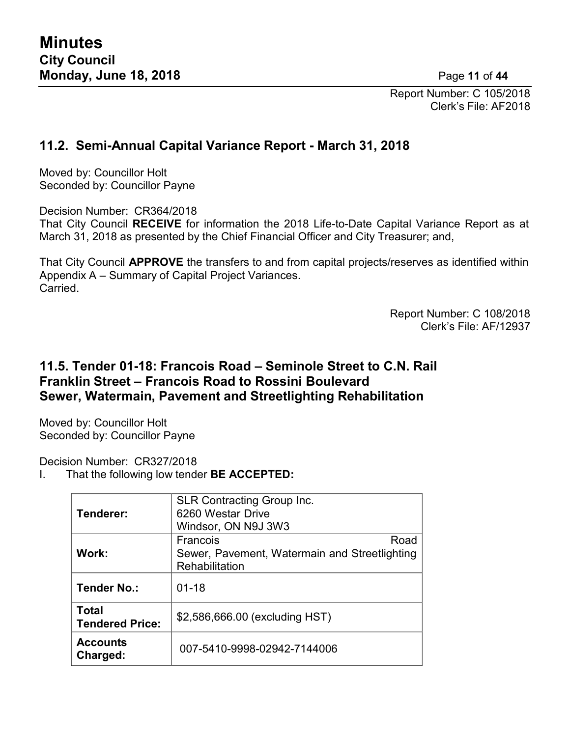Report Number: C 105/2018
Clerk's File: AF2018

## 11.2. Semi-Annual Capital Variance Report - March 31, 2018

Moved by: Councillor Holt
Seconded by: Councillor Payne

Decision Number: CR364/2018
That City Council **RECEIVE** for information the 2018 Life-to-Date Capital Variance Report as at March 31, 2018 as presented by the Chief Financial Officer and City Treasurer; and,

That City Council **APPROVE** the transfers to and from capital projects/reserves as identified within Appendix A – Summary of Capital Project Variances.
Carried.

Report Number: C 108/2018
Clerk's File: AF/12937

## 11.5. Tender 01-18: Francois Road – Seminole Street to C.N. Rail Franklin Street – Francois Road to Rossini Boulevard Sewer, Watermain, Pavement and Streetlighting Rehabilitation

Moved by: Councillor Holt
Seconded by: Councillor Payne

Decision Number: CR327/2018
I. That the following low tender **BE ACCEPTED:**

| | |
|---|---|
| **Tenderer:** | SLR Contracting Group Inc.<br>6260 Westar Drive<br>Windsor, ON N9J 3W3 |
| **Work:** | Francois Road<br>Sewer, Pavement, Watermain and Streetlighting Rehabilitation |
| **Tender No.:** | 01-18 |
| **Total Tendered Price:** | $2,586,666.00 (excluding HST) |
| **Accounts Charged:** | 007-5410-9998-02942-7144006 |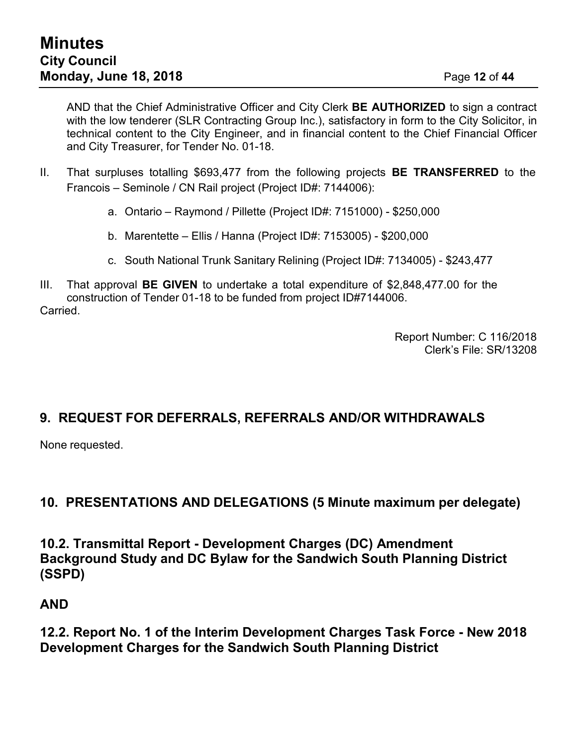AND that the Chief Administrative Officer and City Clerk **BE AUTHORIZED** to sign a contract with the low tenderer (SLR Contracting Group Inc.), satisfactory in form to the City Solicitor, in technical content to the City Engineer, and in financial content to the Chief Financial Officer and City Treasurer, for Tender No. 01-18.

II. That surpluses totalling $693,477 from the following projects **BE TRANSFERRED** to the Francois – Seminole / CN Rail project (Project ID#: 7144006):

   a. Ontario – Raymond / Pillette (Project ID#: 7151000) - $250,000

   b. Marentette – Ellis / Hanna (Project ID#: 7153005) - $200,000

   c. South National Trunk Sanitary Relining (Project ID#: 7134005) - $243,477

III. That approval **BE GIVEN** to undertake a total expenditure of $2,848,477.00 for the construction of Tender 01-18 to be funded from project ID#7144006.

Carried.

Report Number: C 116/2018
Clerk's File: SR/13208

## 9. REQUEST FOR DEFERRALS, REFERRALS AND/OR WITHDRAWALS

None requested.

## 10. PRESENTATIONS AND DELEGATIONS (5 Minute maximum per delegate)

### 10.2. Transmittal Report - Development Charges (DC) Amendment Background Study and DC Bylaw for the Sandwich South Planning District (SSPD)

### AND

### 12.2. Report No. 1 of the Interim Development Charges Task Force - New 2018 Development Charges for the Sandwich South Planning District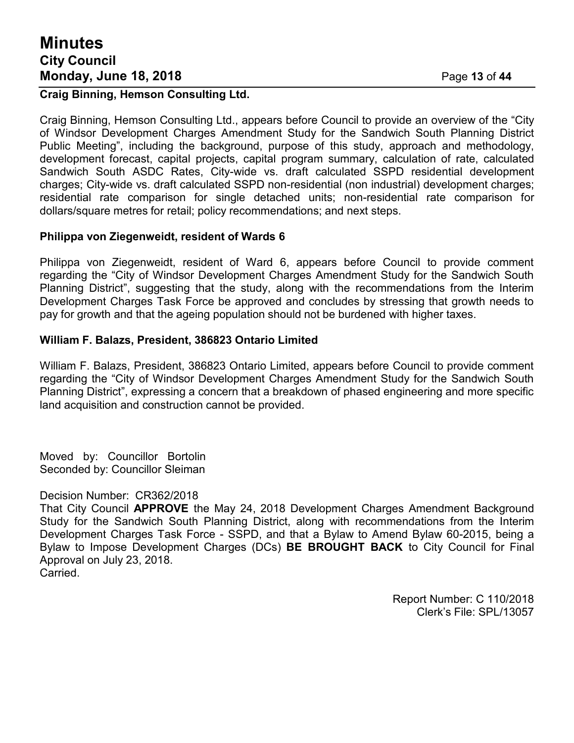**Craig Binning, Hemson Consulting Ltd.**

Craig Binning, Hemson Consulting Ltd., appears before Council to provide an overview of the "City of Windsor Development Charges Amendment Study for the Sandwich South Planning District Public Meeting", including the background, purpose of this study, approach and methodology, development forecast, capital projects, capital program summary, calculation of rate, calculated Sandwich South ASDC Rates, City-wide vs. draft calculated SSPD residential development charges; City-wide vs. draft calculated SSPD non-residential (non industrial) development charges; residential rate comparison for single detached units; non-residential rate comparison for dollars/square metres for retail; policy recommendations; and next steps.

**Philippa von Ziegenweidt, resident of Wards 6**

Philippa von Ziegenweidt, resident of Ward 6, appears before Council to provide comment regarding the "City of Windsor Development Charges Amendment Study for the Sandwich South Planning District", suggesting that the study, along with the recommendations from the Interim Development Charges Task Force be approved and concludes by stressing that growth needs to pay for growth and that the ageing population should not be burdened with higher taxes.

**William F. Balazs, President, 386823 Ontario Limited**

William F. Balazs, President, 386823 Ontario Limited, appears before Council to provide comment regarding the "City of Windsor Development Charges Amendment Study for the Sandwich South Planning District", expressing a concern that a breakdown of phased engineering and more specific land acquisition and construction cannot be provided.

Moved by: Councillor Bortolin
Seconded by: Councillor Sleiman

Decision Number: CR362/2018
That City Council **APPROVE** the May 24, 2018 Development Charges Amendment Background Study for the Sandwich South Planning District, along with recommendations from the Interim Development Charges Task Force - SSPD, and that a Bylaw to Amend Bylaw 60-2015, being a Bylaw to Impose Development Charges (DCs) **BE BROUGHT BACK** to City Council for Final Approval on July 23, 2018.
Carried.

Report Number: C 110/2018
Clerk's File: SPL/13057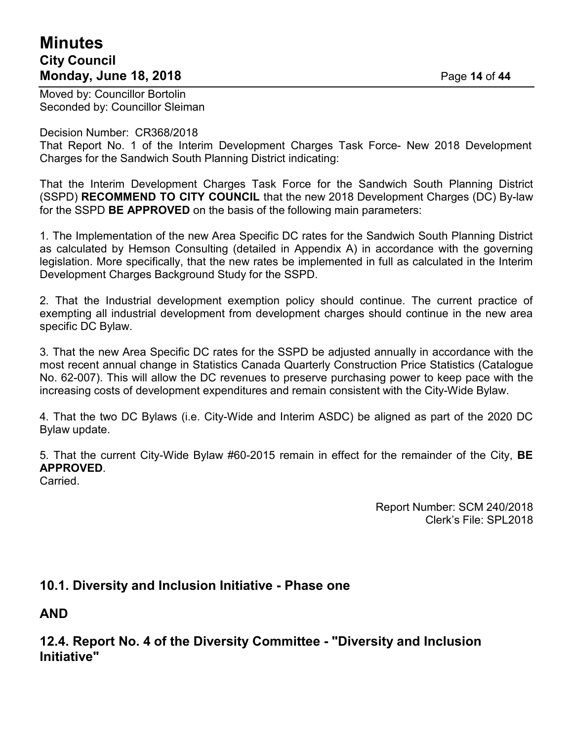Moved by: Councillor Bortolin
Seconded by: Councillor Sleiman

Decision Number: CR368/2018
That Report No. 1 of the Interim Development Charges Task Force- New 2018 Development Charges for the Sandwich South Planning District indicating:

That the Interim Development Charges Task Force for the Sandwich South Planning District (SSPD) **RECOMMEND TO CITY COUNCIL** that the new 2018 Development Charges (DC) By-law for the SSPD **BE APPROVED** on the basis of the following main parameters:

1. The Implementation of the new Area Specific DC rates for the Sandwich South Planning District as calculated by Hemson Consulting (detailed in Appendix A) in accordance with the governing legislation. More specifically, that the new rates be implemented in full as calculated in the Interim Development Charges Background Study for the SSPD.

2. That the Industrial development exemption policy should continue. The current practice of exempting all industrial development from development charges should continue in the new area specific DC Bylaw.

3. That the new Area Specific DC rates for the SSPD be adjusted annually in accordance with the most recent annual change in Statistics Canada Quarterly Construction Price Statistics (Catalogue No. 62-007). This will allow the DC revenues to preserve purchasing power to keep pace with the increasing costs of development expenditures and remain consistent with the City-Wide Bylaw.

4. That the two DC Bylaws (i.e. City-Wide and Interim ASDC) be aligned as part of the 2020 DC Bylaw update.

5. That the current City-Wide Bylaw #60-2015 remain in effect for the remainder of the City, **BE APPROVED**.
Carried.

Report Number: SCM 240/2018
Clerk's File: SPL2018

## 10.1. Diversity and Inclusion Initiative - Phase one

## AND

## 12.4. Report No. 4 of the Diversity Committee - "Diversity and Inclusion Initiative"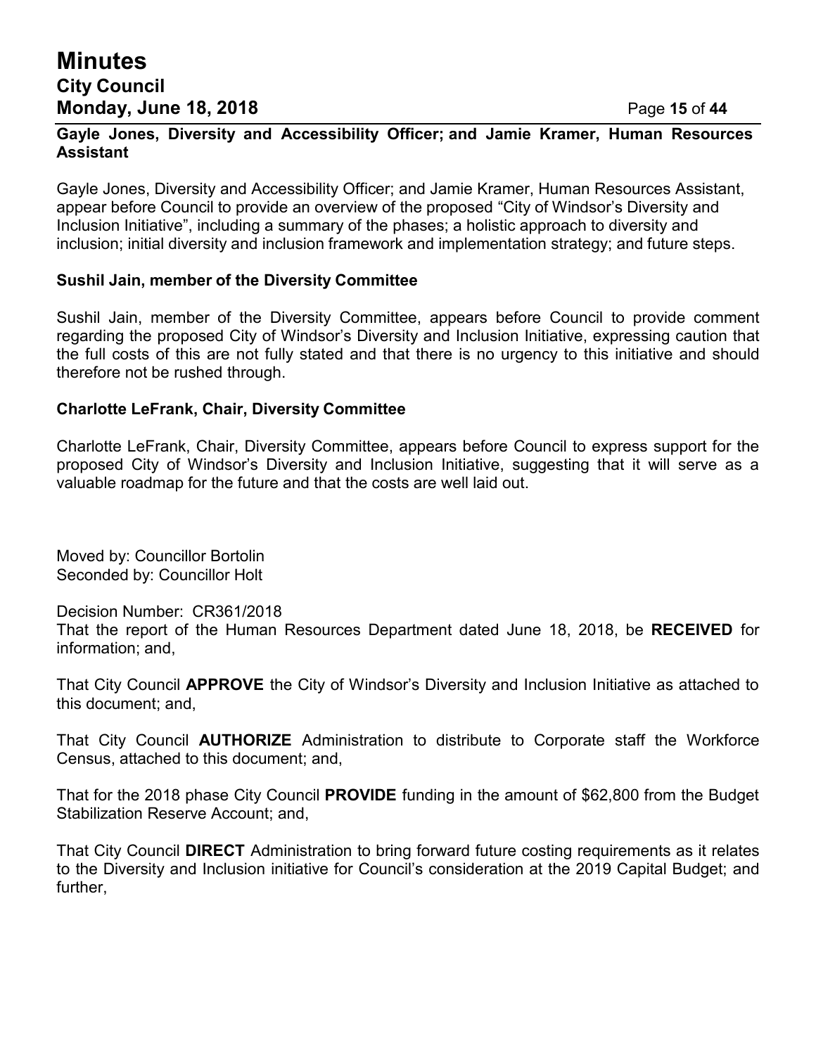**Gayle Jones, Diversity and Accessibility Officer; and Jamie Kramer, Human Resources Assistant**

Gayle Jones, Diversity and Accessibility Officer; and Jamie Kramer, Human Resources Assistant, appear before Council to provide an overview of the proposed "City of Windsor's Diversity and Inclusion Initiative", including a summary of the phases; a holistic approach to diversity and inclusion; initial diversity and inclusion framework and implementation strategy; and future steps.

**Sushil Jain, member of the Diversity Committee**

Sushil Jain, member of the Diversity Committee, appears before Council to provide comment regarding the proposed City of Windsor's Diversity and Inclusion Initiative, expressing caution that the full costs of this are not fully stated and that there is no urgency to this initiative and should therefore not be rushed through.

**Charlotte LeFrank, Chair, Diversity Committee**

Charlotte LeFrank, Chair, Diversity Committee, appears before Council to express support for the proposed City of Windsor's Diversity and Inclusion Initiative, suggesting that it will serve as a valuable roadmap for the future and that the costs are well laid out.

Moved by: Councillor Bortolin
Seconded by: Councillor Holt

Decision Number: CR361/2018
That the report of the Human Resources Department dated June 18, 2018, be **RECEIVED** for information; and,

That City Council **APPROVE** the City of Windsor's Diversity and Inclusion Initiative as attached to this document; and,

That City Council **AUTHORIZE** Administration to distribute to Corporate staff the Workforce Census, attached to this document; and,

That for the 2018 phase City Council **PROVIDE** funding in the amount of $62,800 from the Budget Stabilization Reserve Account; and,

That City Council **DIRECT** Administration to bring forward future costing requirements as it relates to the Diversity and Inclusion initiative for Council's consideration at the 2019 Capital Budget; and further,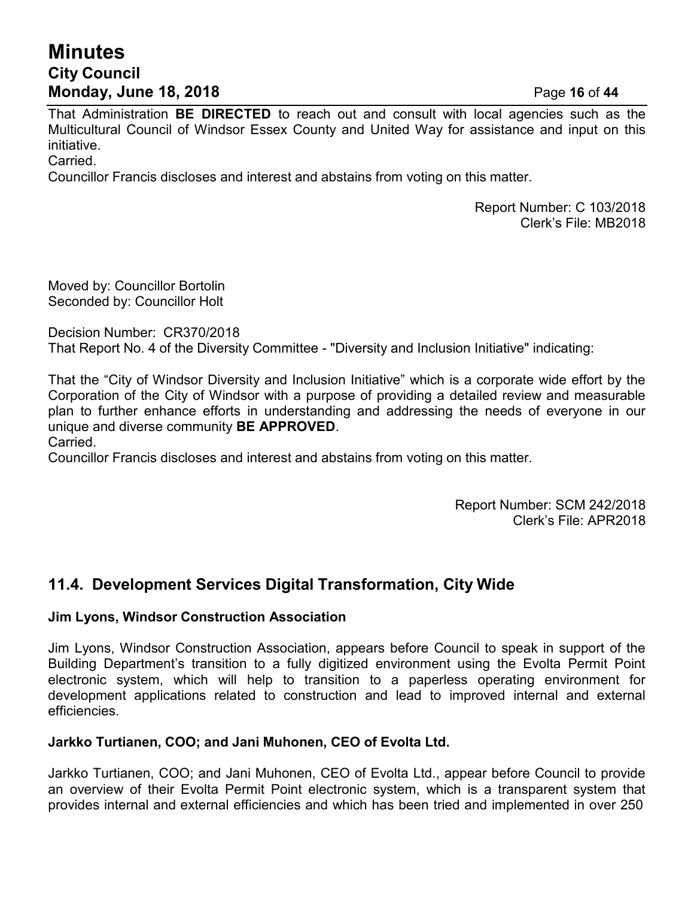That Administration **BE DIRECTED** to reach out and consult with local agencies such as the Multicultural Council of Windsor Essex County and United Way for assistance and input on this initiative.
Carried.
Councillor Francis discloses and interest and abstains from voting on this matter.

Report Number: C 103/2018
Clerk's File: MB2018

Moved by: Councillor Bortolin
Seconded by: Councillor Holt

Decision Number: CR370/2018
That Report No. 4 of the Diversity Committee - "Diversity and Inclusion Initiative" indicating:

That the "City of Windsor Diversity and Inclusion Initiative" which is a corporate wide effort by the Corporation of the City of Windsor with a purpose of providing a detailed review and measurable plan to further enhance efforts in understanding and addressing the needs of everyone in our unique and diverse community **BE APPROVED**.
Carried.
Councillor Francis discloses and interest and abstains from voting on this matter.

Report Number: SCM 242/2018
Clerk's File: APR2018

## 11.4. Development Services Digital Transformation, City Wide

**Jim Lyons, Windsor Construction Association**

Jim Lyons, Windsor Construction Association, appears before Council to speak in support of the Building Department's transition to a fully digitized environment using the Evolta Permit Point electronic system, which will help to transition to a paperless operating environment for development applications related to construction and lead to improved internal and external efficiencies.

**Jarkko Turtianen, COO; and Jani Muhonen, CEO of Evolta Ltd.**

Jarkko Turtianen, COO; and Jani Muhonen, CEO of Evolta Ltd., appear before Council to provide an overview of their Evolta Permit Point electronic system, which is a transparent system that provides internal and external efficiencies and which has been tried and implemented in over 250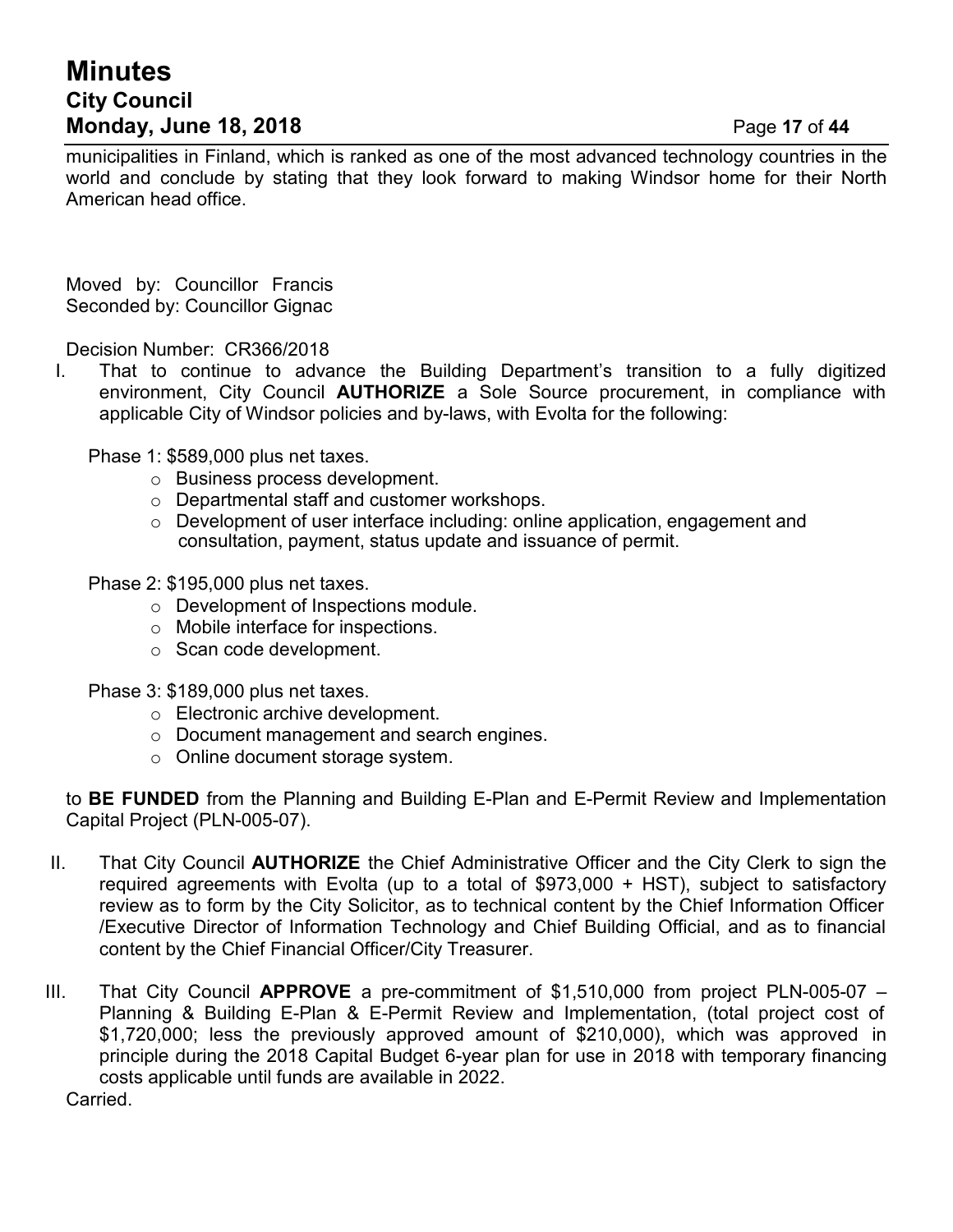municipalities in Finland, which is ranked as one of the most advanced technology countries in the world and conclude by stating that they look forward to making Windsor home for their North American head office.

Moved by: Councillor Francis
Seconded by: Councillor Gignac

Decision Number: CR366/2018

I. That to continue to advance the Building Department's transition to a fully digitized environment, City Council **AUTHORIZE** a Sole Source procurement, in compliance with applicable City of Windsor policies and by-laws, with Evolta for the following:

   Phase 1: $589,000 plus net taxes.
   - Business process development.
   - Departmental staff and customer workshops.
   - Development of user interface including: online application, engagement and consultation, payment, status update and issuance of permit.

   Phase 2: $195,000 plus net taxes.
   - Development of Inspections module.
   - Mobile interface for inspections.
   - Scan code development.

   Phase 3: $189,000 plus net taxes.
   - Electronic archive development.
   - Document management and search engines.
   - Online document storage system.

   to **BE FUNDED** from the Planning and Building E-Plan and E-Permit Review and Implementation Capital Project (PLN-005-07).

II. That City Council **AUTHORIZE** the Chief Administrative Officer and the City Clerk to sign the required agreements with Evolta (up to a total of $973,000 + HST), subject to satisfactory review as to form by the City Solicitor, as to technical content by the Chief Information Officer /Executive Director of Information Technology and Chief Building Official, and as to financial content by the Chief Financial Officer/City Treasurer.

III. That City Council **APPROVE** a pre-commitment of $1,510,000 from project PLN-005-07 – Planning & Building E-Plan & E-Permit Review and Implementation, (total project cost of $1,720,000; less the previously approved amount of $210,000), which was approved in principle during the 2018 Capital Budget 6-year plan for use in 2018 with temporary financing costs applicable until funds are available in 2022.

Carried.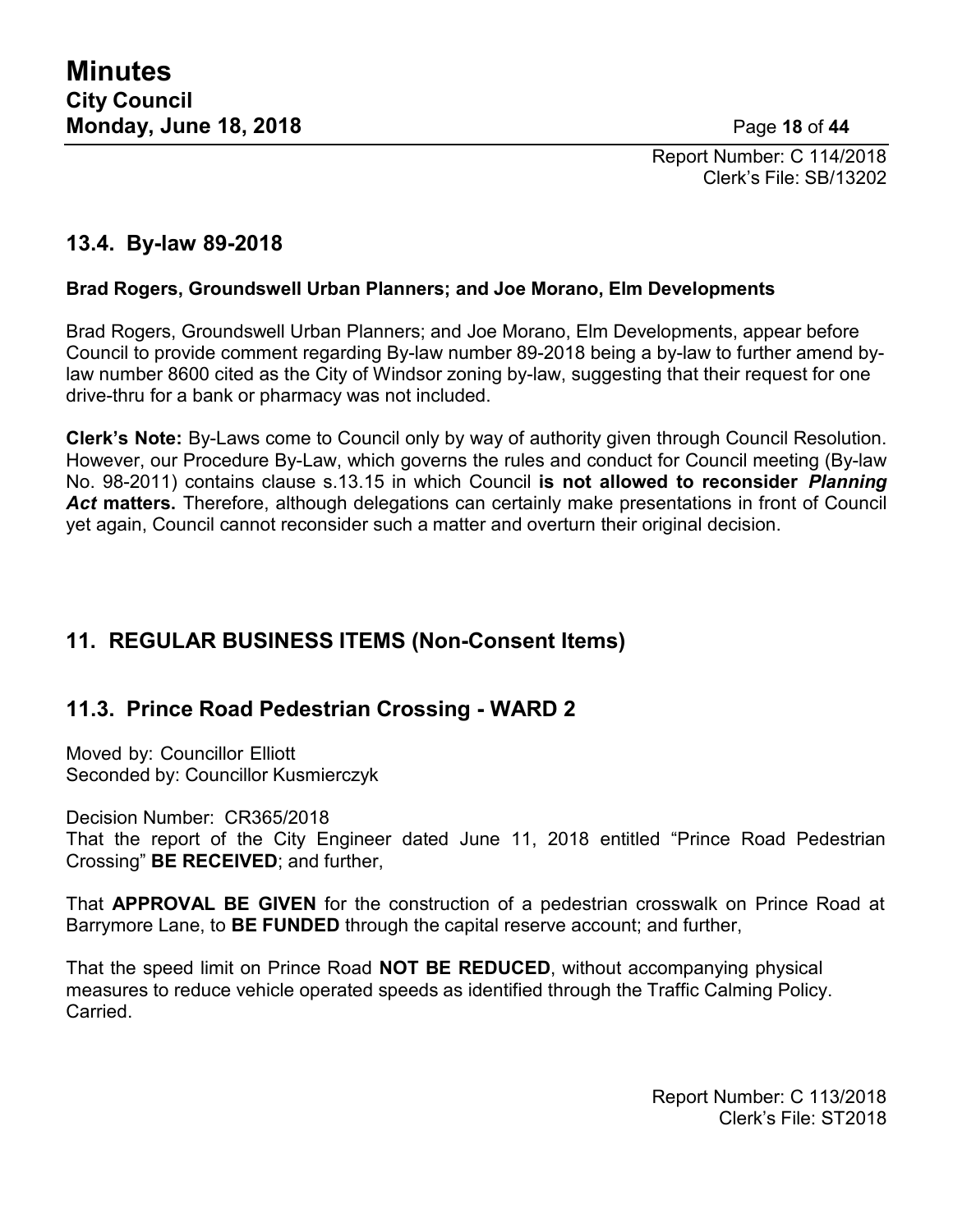Report Number: C 114/2018
Clerk's File: SB/13202

## 13.4. By-law 89-2018

**Brad Rogers, Groundswell Urban Planners; and Joe Morano, Elm Developments**

Brad Rogers, Groundswell Urban Planners; and Joe Morano, Elm Developments, appear before Council to provide comment regarding By-law number 89-2018 being a by-law to further amend by-law number 8600 cited as the City of Windsor zoning by-law, suggesting that their request for one drive-thru for a bank or pharmacy was not included.

**Clerk's Note:** By-Laws come to Council only by way of authority given through Council Resolution. However, our Procedure By-Law, which governs the rules and conduct for Council meeting (By-law No. 98-2011) contains clause s.13.15 in which Council **is not allowed to reconsider *Planning Act* matters.** Therefore, although delegations can certainly make presentations in front of Council yet again, Council cannot reconsider such a matter and overturn their original decision.

## 11. REGULAR BUSINESS ITEMS (Non-Consent Items)

## 11.3. Prince Road Pedestrian Crossing - WARD 2

Moved by: Councillor Elliott
Seconded by: Councillor Kusmierczyk

Decision Number: CR365/2018
That the report of the City Engineer dated June 11, 2018 entitled "Prince Road Pedestrian Crossing" **BE RECEIVED**; and further,

That **APPROVAL BE GIVEN** for the construction of a pedestrian crosswalk on Prince Road at Barrymore Lane, to **BE FUNDED** through the capital reserve account; and further,

That the speed limit on Prince Road **NOT BE REDUCED**, without accompanying physical measures to reduce vehicle operated speeds as identified through the Traffic Calming Policy.
Carried.

Report Number: C 113/2018
Clerk's File: ST2018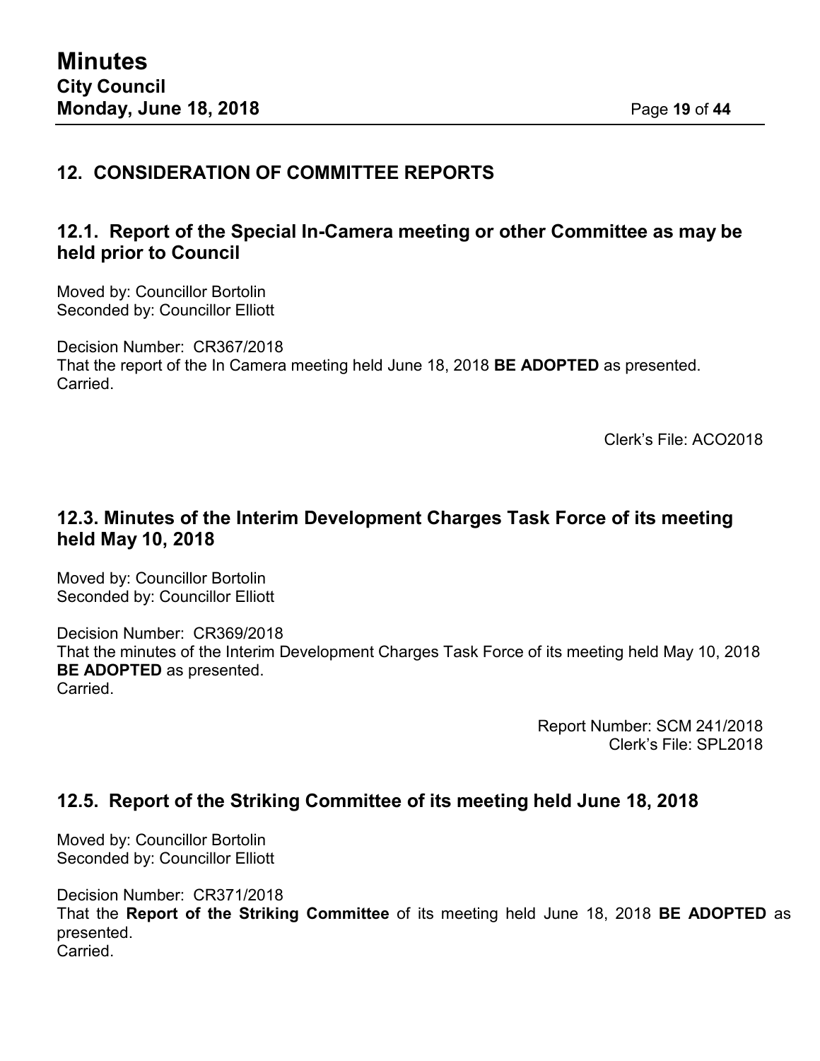## 12. CONSIDERATION OF COMMITTEE REPORTS

### 12.1. Report of the Special In-Camera meeting or other Committee as may be held prior to Council

Moved by: Councillor Bortolin
Seconded by: Councillor Elliott

Decision Number: CR367/2018
That the report of the In Camera meeting held June 18, 2018 **BE ADOPTED** as presented.
Carried.

Clerk's File: ACO2018

### 12.3. Minutes of the Interim Development Charges Task Force of its meeting held May 10, 2018

Moved by: Councillor Bortolin
Seconded by: Councillor Elliott

Decision Number: CR369/2018
That the minutes of the Interim Development Charges Task Force of its meeting held May 10, 2018 **BE ADOPTED** as presented.
Carried.

Report Number: SCM 241/2018
Clerk's File: SPL2018

### 12.5. Report of the Striking Committee of its meeting held June 18, 2018

Moved by: Councillor Bortolin
Seconded by: Councillor Elliott

Decision Number: CR371/2018
That the **Report of the Striking Committee** of its meeting held June 18, 2018 **BE ADOPTED** as presented.
Carried.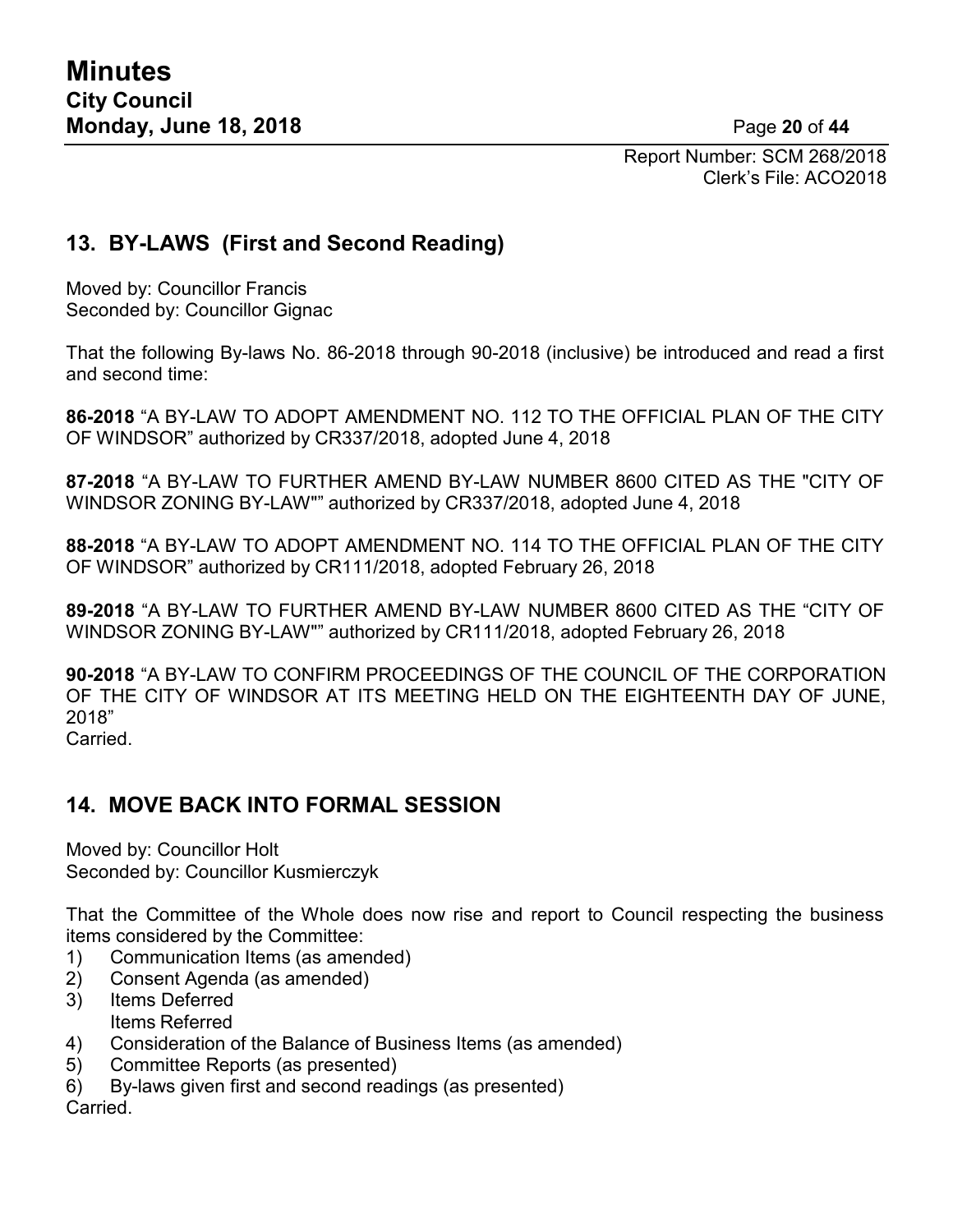Report Number: SCM 268/2018
Clerk's File: ACO2018

## 13. BY-LAWS (First and Second Reading)

Moved by: Councillor Francis
Seconded by: Councillor Gignac

That the following By-laws No. 86-2018 through 90-2018 (inclusive) be introduced and read a first and second time:

**86-2018** "A BY-LAW TO ADOPT AMENDMENT NO. 112 TO THE OFFICIAL PLAN OF THE CITY OF WINDSOR" authorized by CR337/2018, adopted June 4, 2018

**87-2018** "A BY-LAW TO FURTHER AMEND BY-LAW NUMBER 8600 CITED AS THE "CITY OF WINDSOR ZONING BY-LAW"" authorized by CR337/2018, adopted June 4, 2018

**88-2018** "A BY-LAW TO ADOPT AMENDMENT NO. 114 TO THE OFFICIAL PLAN OF THE CITY OF WINDSOR" authorized by CR111/2018, adopted February 26, 2018

**89-2018** "A BY-LAW TO FURTHER AMEND BY-LAW NUMBER 8600 CITED AS THE "CITY OF WINDSOR ZONING BY-LAW"" authorized by CR111/2018, adopted February 26, 2018

**90-2018** "A BY-LAW TO CONFIRM PROCEEDINGS OF THE COUNCIL OF THE CORPORATION OF THE CITY OF WINDSOR AT ITS MEETING HELD ON THE EIGHTEENTH DAY OF JUNE, 2018"
Carried.

## 14. MOVE BACK INTO FORMAL SESSION

Moved by: Councillor Holt
Seconded by: Councillor Kusmierczyk

That the Committee of the Whole does now rise and report to Council respecting the business items considered by the Committee:

1) Communication Items (as amended)
2) Consent Agenda (as amended)
3) Items Deferred
   Items Referred
4) Consideration of the Balance of Business Items (as amended)
5) Committee Reports (as presented)
6) By-laws given first and second readings (as presented)

Carried.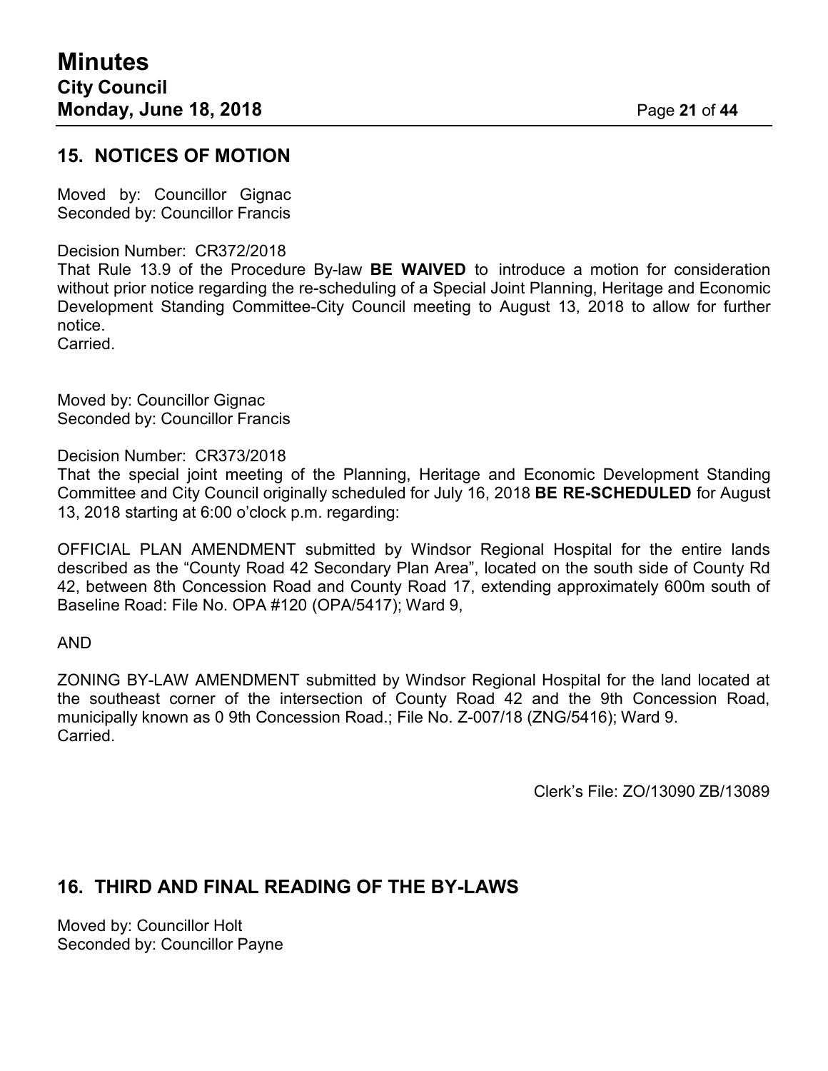## 15. NOTICES OF MOTION

Moved by: Councillor Gignac
Seconded by: Councillor Francis

Decision Number: CR372/2018
That Rule 13.9 of the Procedure By-law **BE WAIVED** to introduce a motion for consideration without prior notice regarding the re-scheduling of a Special Joint Planning, Heritage and Economic Development Standing Committee-City Council meeting to August 13, 2018 to allow for further notice.
Carried.

Moved by: Councillor Gignac
Seconded by: Councillor Francis

Decision Number: CR373/2018
That the special joint meeting of the Planning, Heritage and Economic Development Standing Committee and City Council originally scheduled for July 16, 2018 **BE RE-SCHEDULED** for August 13, 2018 starting at 6:00 o'clock p.m. regarding:

OFFICIAL PLAN AMENDMENT submitted by Windsor Regional Hospital for the entire lands described as the "County Road 42 Secondary Plan Area", located on the south side of County Rd 42, between 8th Concession Road and County Road 17, extending approximately 600m south of Baseline Road: File No. OPA #120 (OPA/5417); Ward 9,

AND

ZONING BY-LAW AMENDMENT submitted by Windsor Regional Hospital for the land located at the southeast corner of the intersection of County Road 42 and the 9th Concession Road, municipally known as 0 9th Concession Road.; File No. Z-007/18 (ZNG/5416); Ward 9.
Carried.

Clerk's File: ZO/13090 ZB/13089

## 16. THIRD AND FINAL READING OF THE BY-LAWS

Moved by: Councillor Holt
Seconded by: Councillor Payne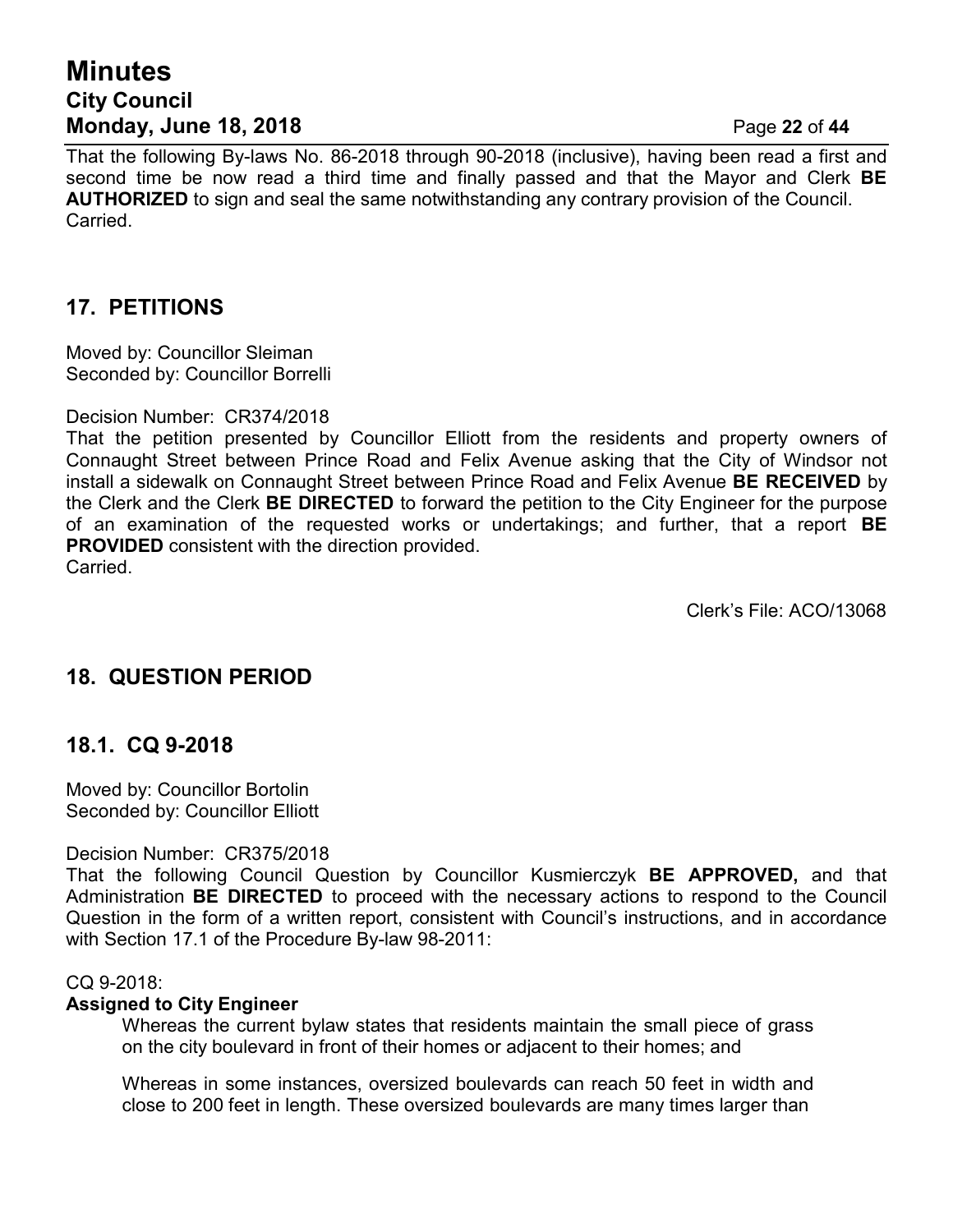That the following By-laws No. 86-2018 through 90-2018 (inclusive), having been read a first and second time be now read a third time and finally passed and that the Mayor and Clerk **BE AUTHORIZED** to sign and seal the same notwithstanding any contrary provision of the Council. Carried.

## 17. PETITIONS

Moved by: Councillor Sleiman
Seconded by: Councillor Borrelli

Decision Number: CR374/2018
That the petition presented by Councillor Elliott from the residents and property owners of Connaught Street between Prince Road and Felix Avenue asking that the City of Windsor not install a sidewalk on Connaught Street between Prince Road and Felix Avenue **BE RECEIVED** by the Clerk and the Clerk **BE DIRECTED** to forward the petition to the City Engineer for the purpose of an examination of the requested works or undertakings; and further, that a report **BE PROVIDED** consistent with the direction provided.
Carried.

Clerk's File: ACO/13068

## 18. QUESTION PERIOD

### 18.1. CQ 9-2018

Moved by: Councillor Bortolin
Seconded by: Councillor Elliott

Decision Number: CR375/2018
That the following Council Question by Councillor Kusmierczyk **BE APPROVED,** and that Administration **BE DIRECTED** to proceed with the necessary actions to respond to the Council Question in the form of a written report, consistent with Council's instructions, and in accordance with Section 17.1 of the Procedure By-law 98-2011:

CQ 9-2018:
**Assigned to City Engineer**

Whereas the current bylaw states that residents maintain the small piece of grass on the city boulevard in front of their homes or adjacent to their homes; and

Whereas in some instances, oversized boulevards can reach 50 feet in width and close to 200 feet in length. These oversized boulevards are many times larger than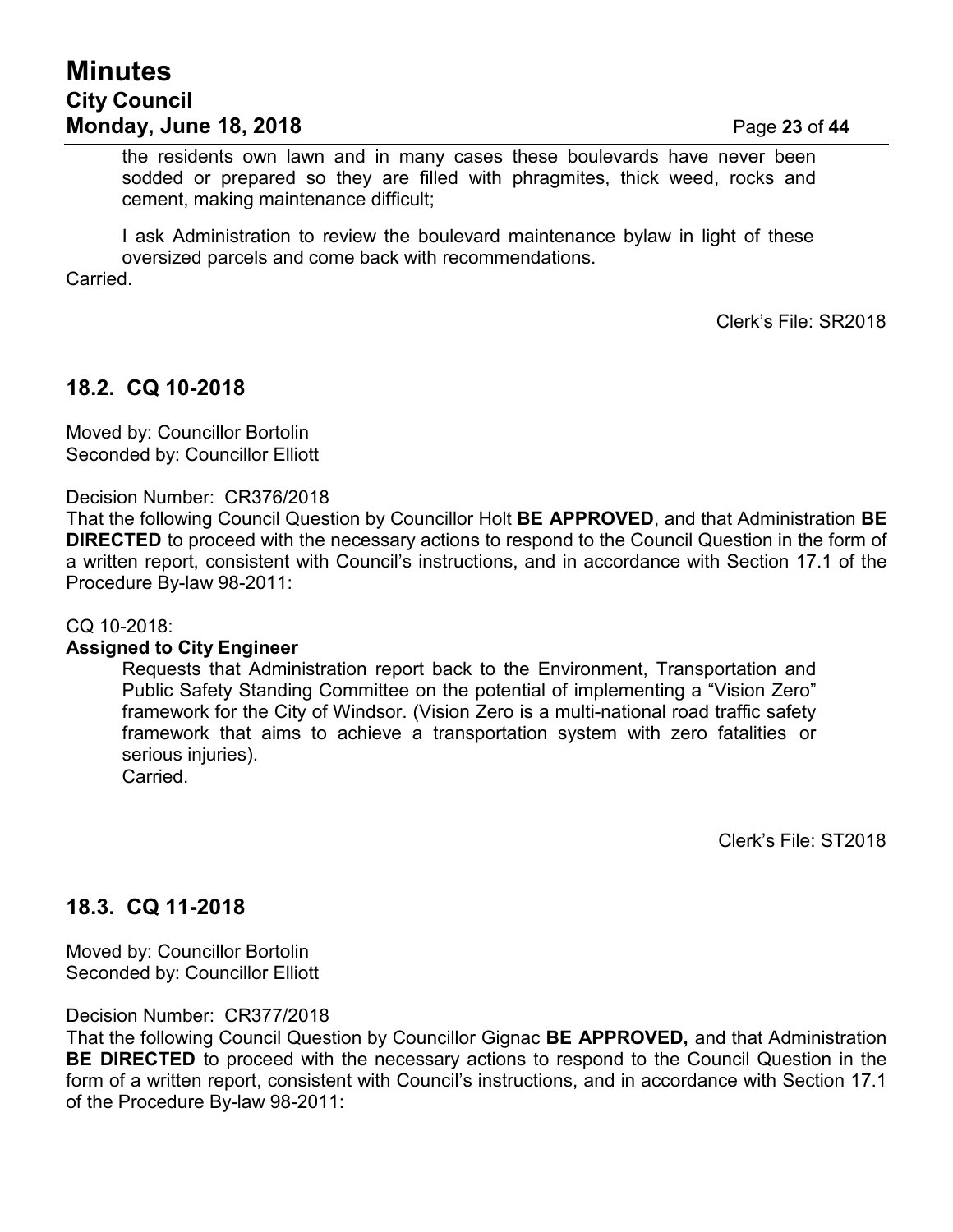the residents own lawn and in many cases these boulevards have never been sodded or prepared so they are filled with phragmites, thick weed, rocks and cement, making maintenance difficult;

I ask Administration to review the boulevard maintenance bylaw in light of these oversized parcels and come back with recommendations.

Carried.

Clerk's File: SR2018

## 18.2. CQ 10-2018

Moved by: Councillor Bortolin
Seconded by: Councillor Elliott

Decision Number: CR376/2018
That the following Council Question by Councillor Holt **BE APPROVED**, and that Administration **BE DIRECTED** to proceed with the necessary actions to respond to the Council Question in the form of a written report, consistent with Council's instructions, and in accordance with Section 17.1 of the Procedure By-law 98-2011:

CQ 10-2018:
**Assigned to City Engineer**

Requests that Administration report back to the Environment, Transportation and Public Safety Standing Committee on the potential of implementing a "Vision Zero" framework for the City of Windsor. (Vision Zero is a multi-national road traffic safety framework that aims to achieve a transportation system with zero fatalities or serious injuries).
Carried.

Clerk's File: ST2018

## 18.3. CQ 11-2018

Moved by: Councillor Bortolin
Seconded by: Councillor Elliott

Decision Number: CR377/2018
That the following Council Question by Councillor Gignac **BE APPROVED,** and that Administration **BE DIRECTED** to proceed with the necessary actions to respond to the Council Question in the form of a written report, consistent with Council's instructions, and in accordance with Section 17.1 of the Procedure By-law 98-2011: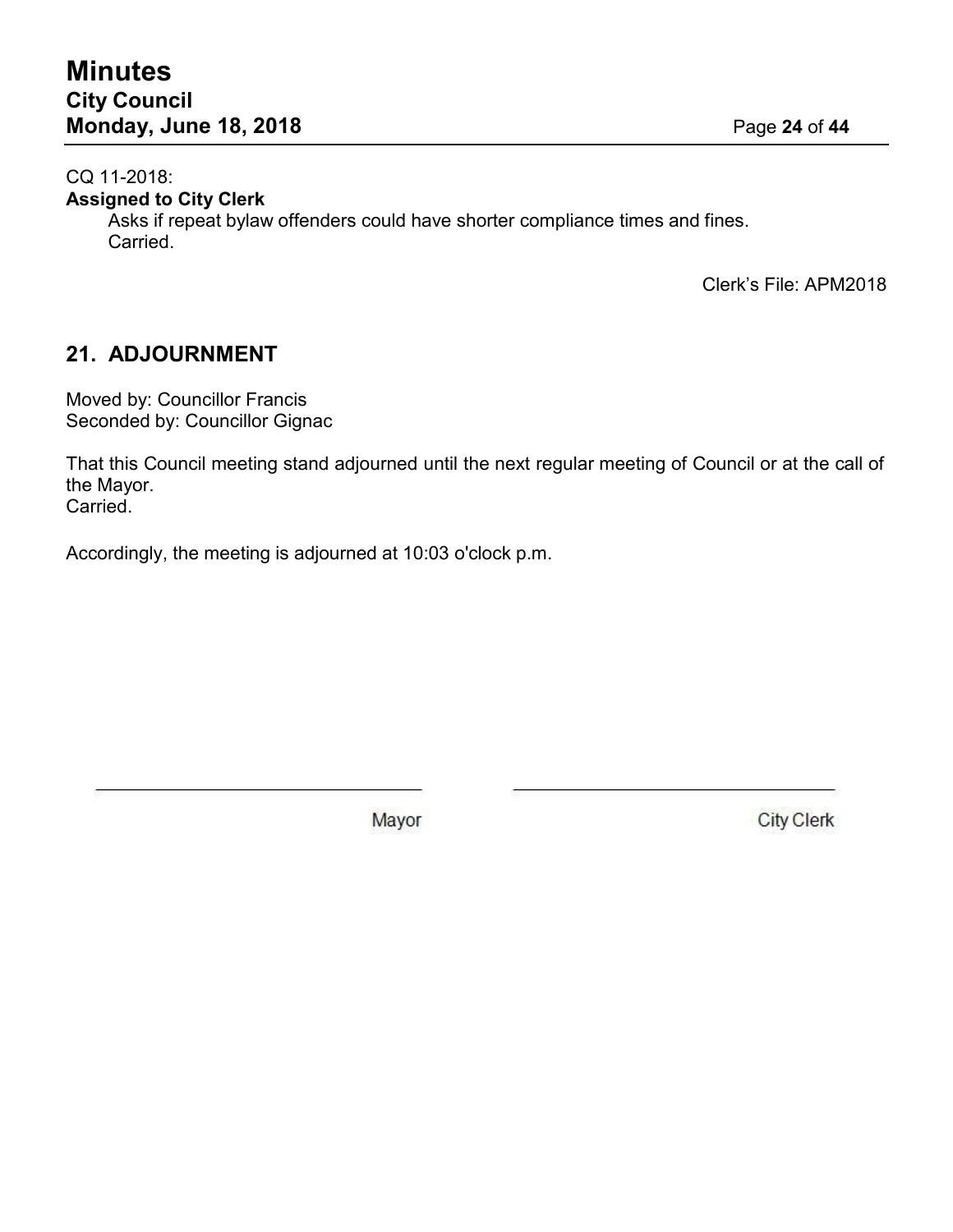CQ 11-2018:

**Assigned to City Clerk**

Asks if repeat bylaw offenders could have shorter compliance times and fines.
Carried.

Clerk's File: APM2018

## 21. ADJOURNMENT

Moved by: Councillor Francis
Seconded by: Councillor Gignac

That this Council meeting stand adjourned until the next regular meeting of Council or at the call of the Mayor.
Carried.

Accordingly, the meeting is adjourned at 10:03 o'clock p.m.

\_\_\_\_\_\_\_\_\_\_\_\_\_\_\_\_\_\_\_\_\_\_\_\_\_\_\_\_\_\_
Mayor

\_\_\_\_\_\_\_\_\_\_\_\_\_\_\_\_\_\_\_\_\_\_\_\_\_\_\_\_\_\_
City Clerk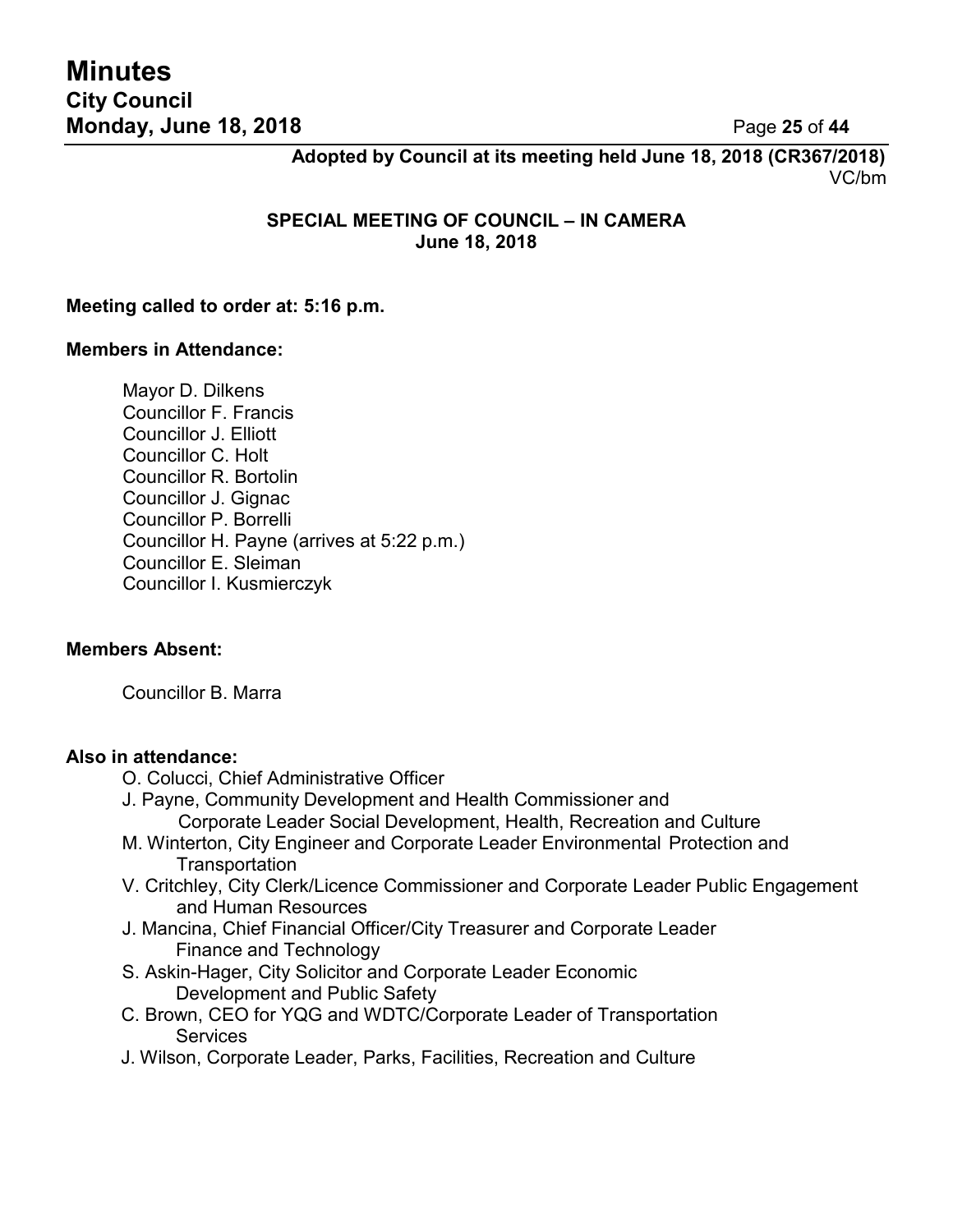**Adopted by Council at its meeting held June 18, 2018 (CR367/2018)**
VC/bm

## SPECIAL MEETING OF COUNCIL – IN CAMERA
**June 18, 2018**

**Meeting called to order at: 5:16 p.m.**

**Members in Attendance:**

Mayor D. Dilkens
Councillor F. Francis
Councillor J. Elliott
Councillor C. Holt
Councillor R. Bortolin
Councillor J. Gignac
Councillor P. Borrelli
Councillor H. Payne (arrives at 5:22 p.m.)
Councillor E. Sleiman
Councillor I. Kusmierczyk

**Members Absent:**

Councillor B. Marra

**Also in attendance:**

O. Colucci, Chief Administrative Officer
J. Payne, Community Development and Health Commissioner and Corporate Leader Social Development, Health, Recreation and Culture
M. Winterton, City Engineer and Corporate Leader Environmental Protection and Transportation
V. Critchley, City Clerk/Licence Commissioner and Corporate Leader Public Engagement and Human Resources
J. Mancina, Chief Financial Officer/City Treasurer and Corporate Leader Finance and Technology
S. Askin-Hager, City Solicitor and Corporate Leader Economic Development and Public Safety
C. Brown, CEO for YQG and WDTC/Corporate Leader of Transportation Services
J. Wilson, Corporate Leader, Parks, Facilities, Recreation and Culture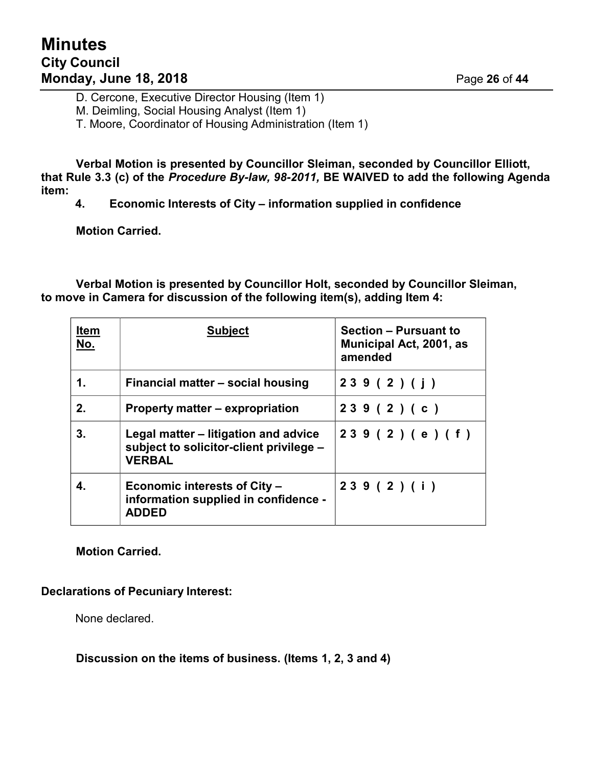D. Cercone, Executive Director Housing (Item 1)
M. Deimling, Social Housing Analyst (Item 1)
T. Moore, Coordinator of Housing Administration (Item 1)

**Verbal Motion is presented by Councillor Sleiman, seconded by Councillor Elliott, that Rule 3.3 (c) of the *Procedure By-law, 98-2011,* BE WAIVED to add the following Agenda item:**

**4. Economic Interests of City – information supplied in confidence**

**Motion Carried.**

**Verbal Motion is presented by Councillor Holt, seconded by Councillor Sleiman, to move in Camera for discussion of the following item(s), adding Item 4:**

| Item No. | Subject | Section – Pursuant to Municipal Act, 2001, as amended |
|---|---|---|
| **1.** | **Financial matter – social housing** | **239(2)(j)** |
| **2.** | **Property matter – expropriation** | **239(2)(c)** |
| **3.** | **Legal matter – litigation and advice subject to solicitor-client privilege – VERBAL** | **239(2)(e)(f)** |
| **4.** | **Economic interests of City – information supplied in confidence - ADDED** | **239(2)(i)** |

**Motion Carried.**

**Declarations of Pecuniary Interest:**

None declared.

**Discussion on the items of business. (Items 1, 2, 3 and 4)**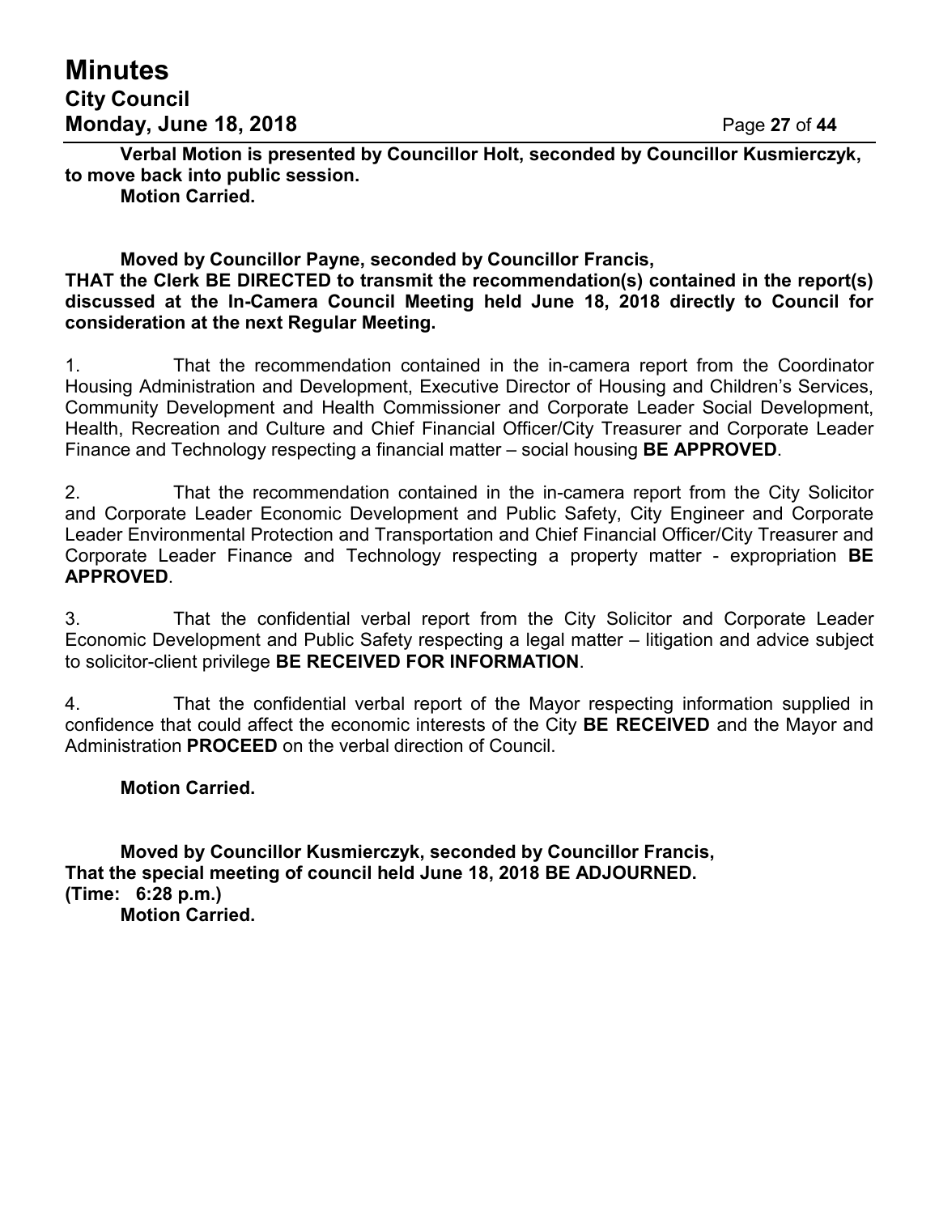**Verbal Motion is presented by Councillor Holt, seconded by Councillor Kusmierczyk, to move back into public session.**

**Motion Carried.**

**Moved by Councillor Payne, seconded by Councillor Francis,**
**THAT the Clerk BE DIRECTED to transmit the recommendation(s) contained in the report(s) discussed at the In-Camera Council Meeting held June 18, 2018 directly to Council for consideration at the next Regular Meeting.**

1. That the recommendation contained in the in-camera report from the Coordinator Housing Administration and Development, Executive Director of Housing and Children's Services, Community Development and Health Commissioner and Corporate Leader Social Development, Health, Recreation and Culture and Chief Financial Officer/City Treasurer and Corporate Leader Finance and Technology respecting a financial matter – social housing **BE APPROVED**.

2. That the recommendation contained in the in-camera report from the City Solicitor and Corporate Leader Economic Development and Public Safety, City Engineer and Corporate Leader Environmental Protection and Transportation and Chief Financial Officer/City Treasurer and Corporate Leader Finance and Technology respecting a property matter - expropriation **BE APPROVED**.

3. That the confidential verbal report from the City Solicitor and Corporate Leader Economic Development and Public Safety respecting a legal matter – litigation and advice subject to solicitor-client privilege **BE RECEIVED FOR INFORMATION**.

4. That the confidential verbal report of the Mayor respecting information supplied in confidence that could affect the economic interests of the City **BE RECEIVED** and the Mayor and Administration **PROCEED** on the verbal direction of Council.

**Motion Carried.**

**Moved by Councillor Kusmierczyk, seconded by Councillor Francis,**
**That the special meeting of council held June 18, 2018 BE ADJOURNED.**
**(Time: 6:28 p.m.)**
**Motion Carried.**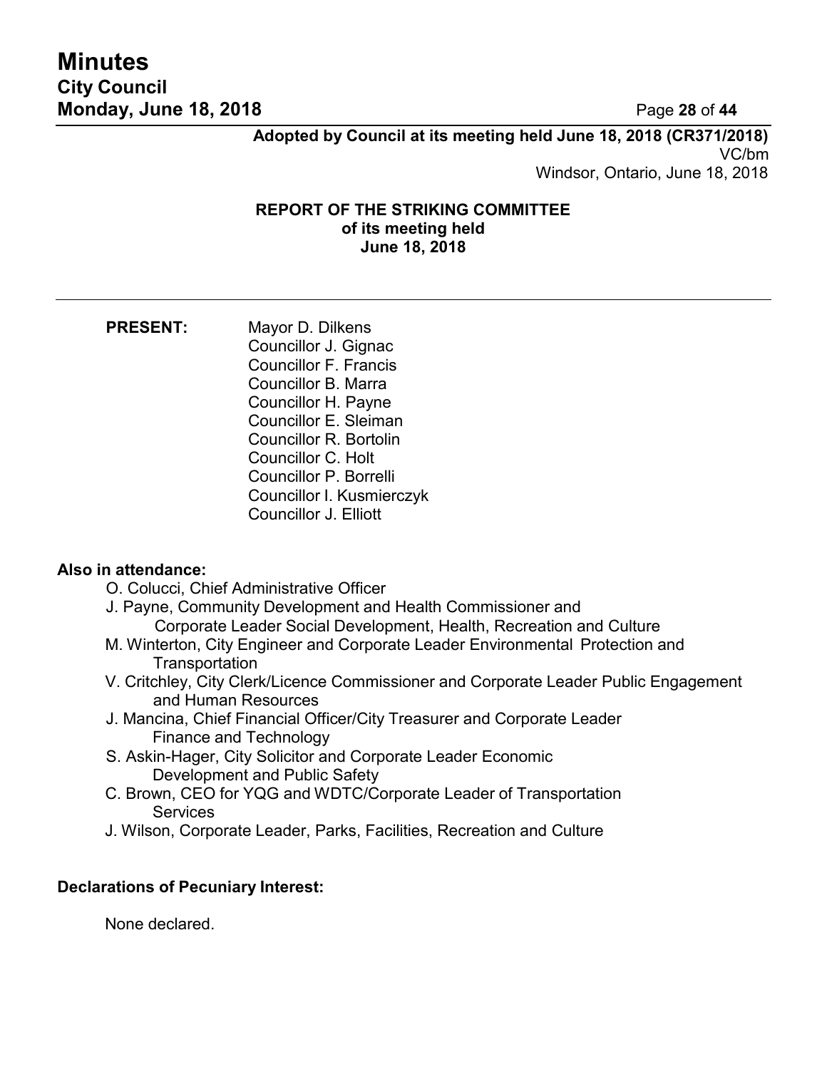**Adopted by Council at its meeting held June 18, 2018 (CR371/2018)**
VC/bm
Windsor, Ontario, June 18, 2018

**REPORT OF THE STRIKING COMMITTEE**
**of its meeting held**
**June 18, 2018**

---

**PRESENT:**
Mayor D. Dilkens
Councillor J. Gignac
Councillor F. Francis
Councillor B. Marra
Councillor H. Payne
Councillor E. Sleiman
Councillor R. Bortolin
Councillor C. Holt
Councillor P. Borrelli
Councillor I. Kusmierczyk
Councillor J. Elliott

**Also in attendance:**

O. Colucci, Chief Administrative Officer
J. Payne, Community Development and Health Commissioner and Corporate Leader Social Development, Health, Recreation and Culture
M. Winterton, City Engineer and Corporate Leader Environmental Protection and Transportation
V. Critchley, City Clerk/Licence Commissioner and Corporate Leader Public Engagement and Human Resources
J. Mancina, Chief Financial Officer/City Treasurer and Corporate Leader Finance and Technology
S. Askin-Hager, City Solicitor and Corporate Leader Economic Development and Public Safety
C. Brown, CEO for YQG and WDTC/Corporate Leader of Transportation Services
J. Wilson, Corporate Leader, Parks, Facilities, Recreation and Culture

**Declarations of Pecuniary Interest:**

None declared.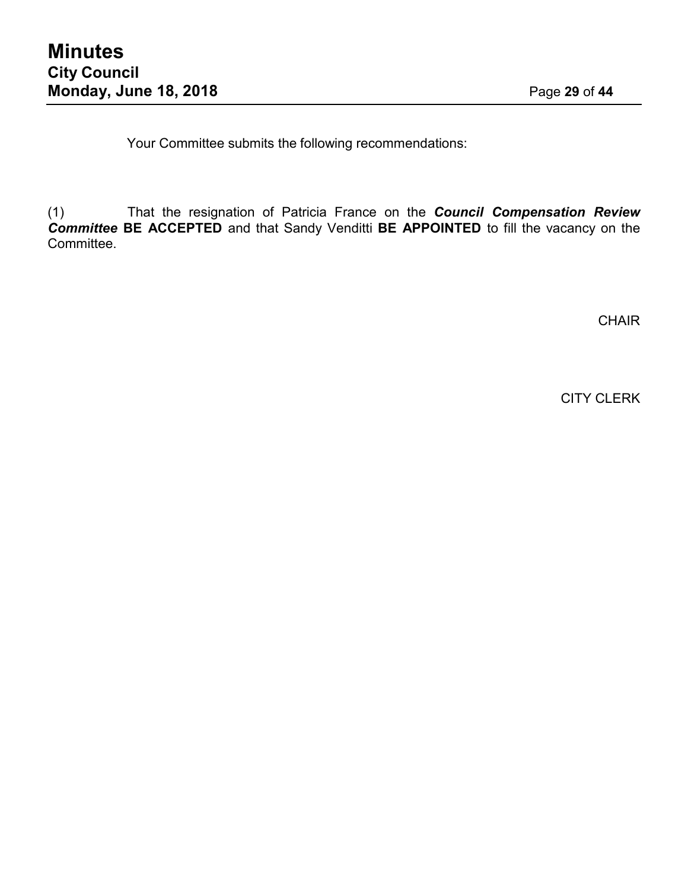Your Committee submits the following recommendations:

(1) That the resignation of Patricia France on the ***Council Compensation Review Committee*** **BE ACCEPTED** and that Sandy Venditti **BE APPOINTED** to fill the vacancy on the Committee.

CHAIR

CITY CLERK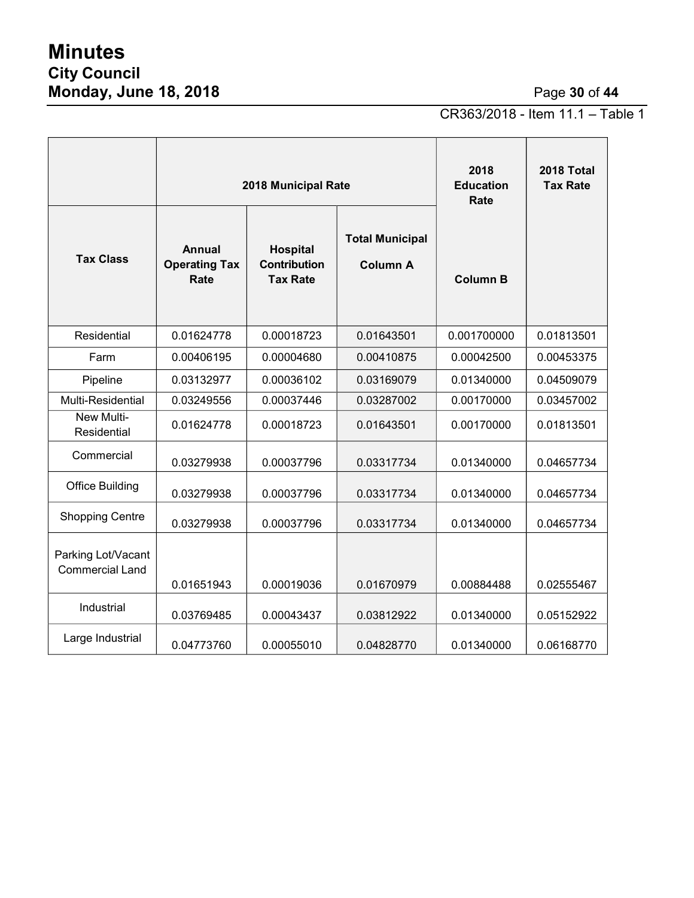CR363/2018 - Item 11.1 – Table 1

| | 2018 Municipal Rate | | | 2018 Education Rate | 2018 Total Tax Rate |
|---|---|---|---|---|---|
| Tax Class | Annual Operating Tax Rate | Hospital Contribution Tax Rate | Total Municipal Column A | Column B | |
| Residential | 0.01624778 | 0.00018723 | 0.01643501 | 0.001700000 | 0.01813501 |
| Farm | 0.00406195 | 0.00004680 | 0.00410875 | 0.00042500 | 0.00453375 |
| Pipeline | 0.03132977 | 0.00036102 | 0.03169079 | 0.01340000 | 0.04509079 |
| Multi-Residential | 0.03249556 | 0.00037446 | 0.03287002 | 0.00170000 | 0.03457002 |
| New Multi-Residential | 0.01624778 | 0.00018723 | 0.01643501 | 0.00170000 | 0.01813501 |
| Commercial | 0.03279938 | 0.00037796 | 0.03317734 | 0.01340000 | 0.04657734 |
| Office Building | 0.03279938 | 0.00037796 | 0.03317734 | 0.01340000 | 0.04657734 |
| Shopping Centre | 0.03279938 | 0.00037796 | 0.03317734 | 0.01340000 | 0.04657734 |
| Parking Lot/Vacant Commercial Land | 0.01651943 | 0.00019036 | 0.01670979 | 0.00884488 | 0.02555467 |
| Industrial | 0.03769485 | 0.00043437 | 0.03812922 | 0.01340000 | 0.05152922 |
| Large Industrial | 0.04773760 | 0.00055010 | 0.04828770 | 0.01340000 | 0.06168770 |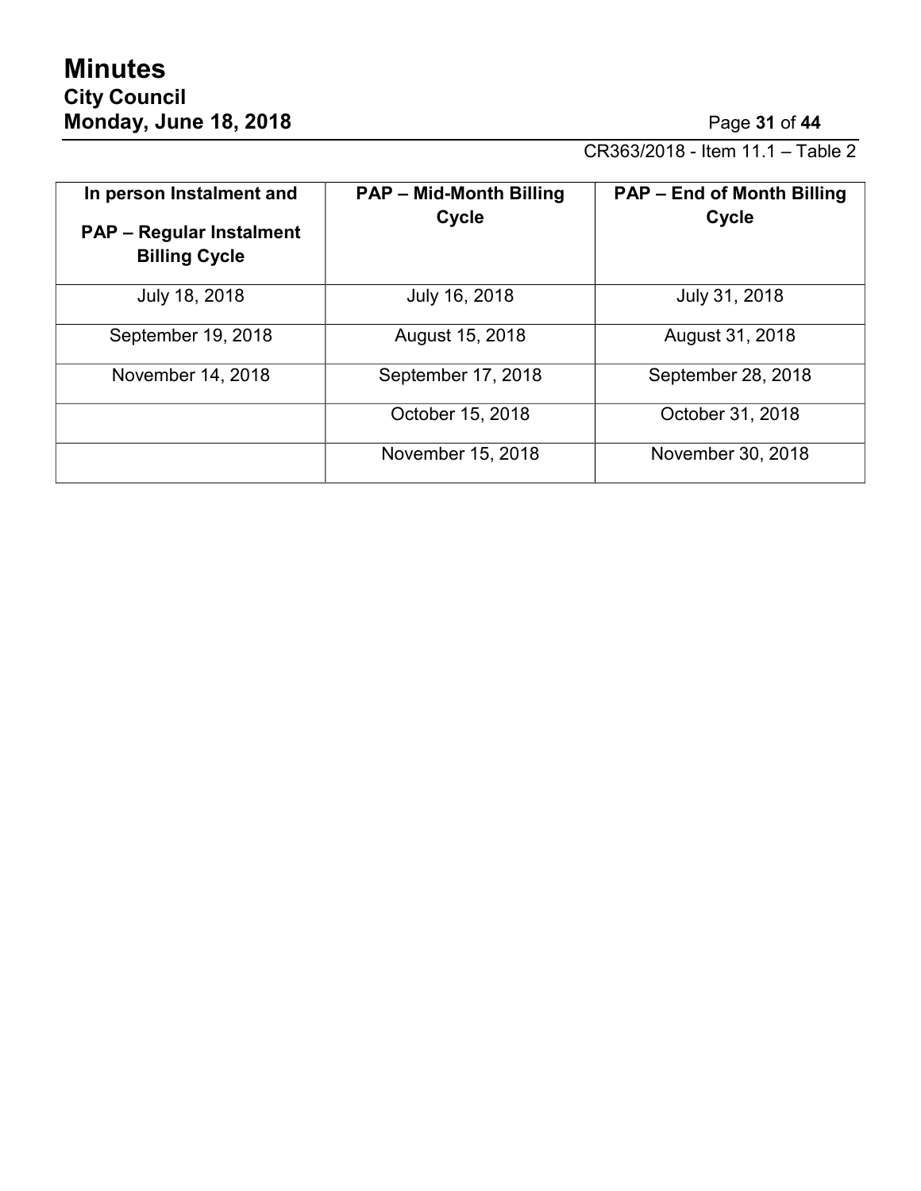CR363/2018 - Item 11.1 – Table 2

| In person Instalment and PAP – Regular Instalment Billing Cycle | PAP – Mid-Month Billing Cycle | PAP – End of Month Billing Cycle |
|---|---|---|
| July 18, 2018 | July 16, 2018 | July 31, 2018 |
| September 19, 2018 | August 15, 2018 | August 31, 2018 |
| November 14, 2018 | September 17, 2018 | September 28, 2018 |
| | October 15, 2018 | October 31, 2018 |
| | November 15, 2018 | November 30, 2018 |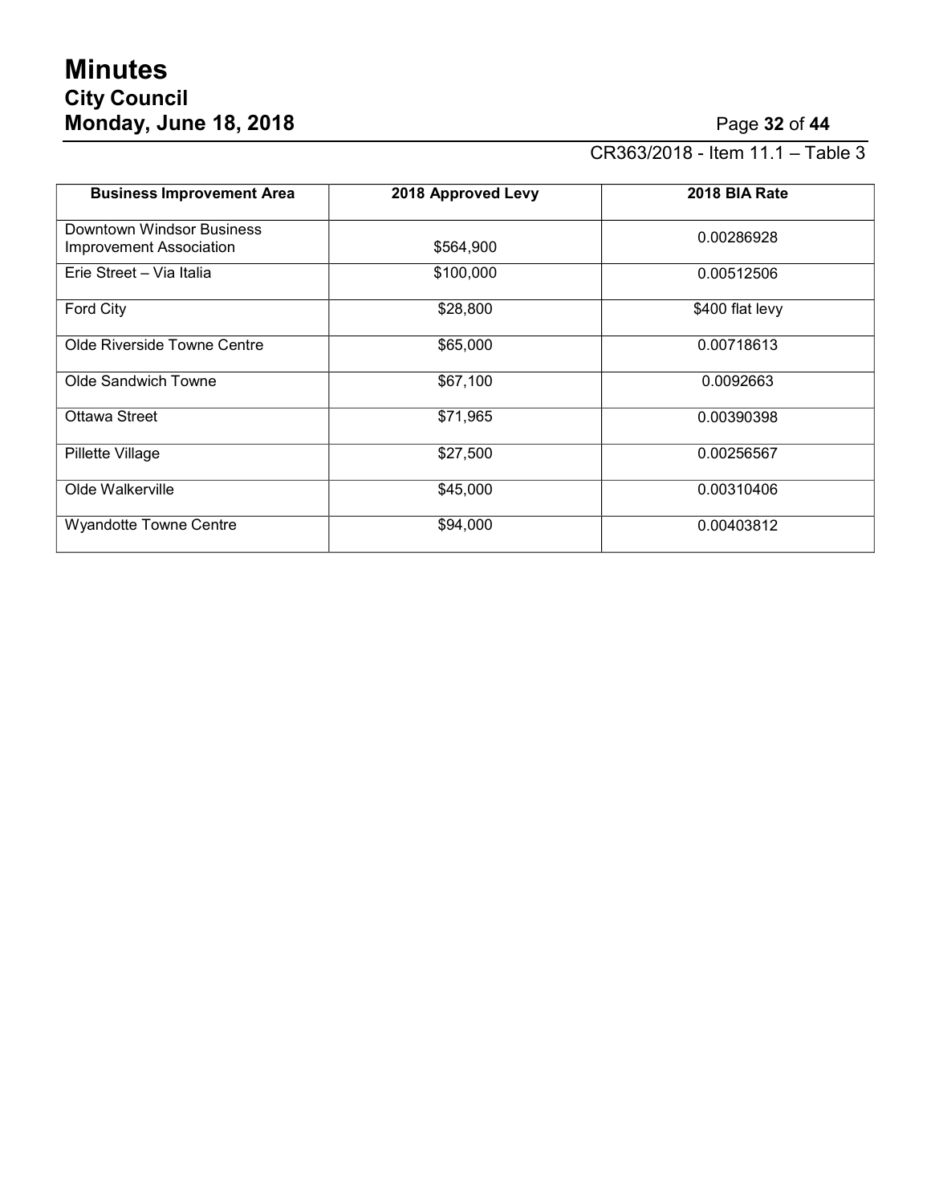CR363/2018 - Item 11.1 – Table 3

| Business Improvement Area | 2018 Approved Levy | 2018 BIA Rate |
|---|---|---|
| Downtown Windsor Business Improvement Association | $564,900 | 0.00286928 |
| Erie Street – Via Italia | $100,000 | 0.00512506 |
| Ford City | $28,800 | $400 flat levy |
| Olde Riverside Towne Centre | $65,000 | 0.00718613 |
| Olde Sandwich Towne | $67,100 | 0.0092663 |
| Ottawa Street | $71,965 | 0.00390398 |
| Pillette Village | $27,500 | 0.00256567 |
| Olde Walkerville | $45,000 | 0.00310406 |
| Wyandotte Towne Centre | $94,000 | 0.00403812 |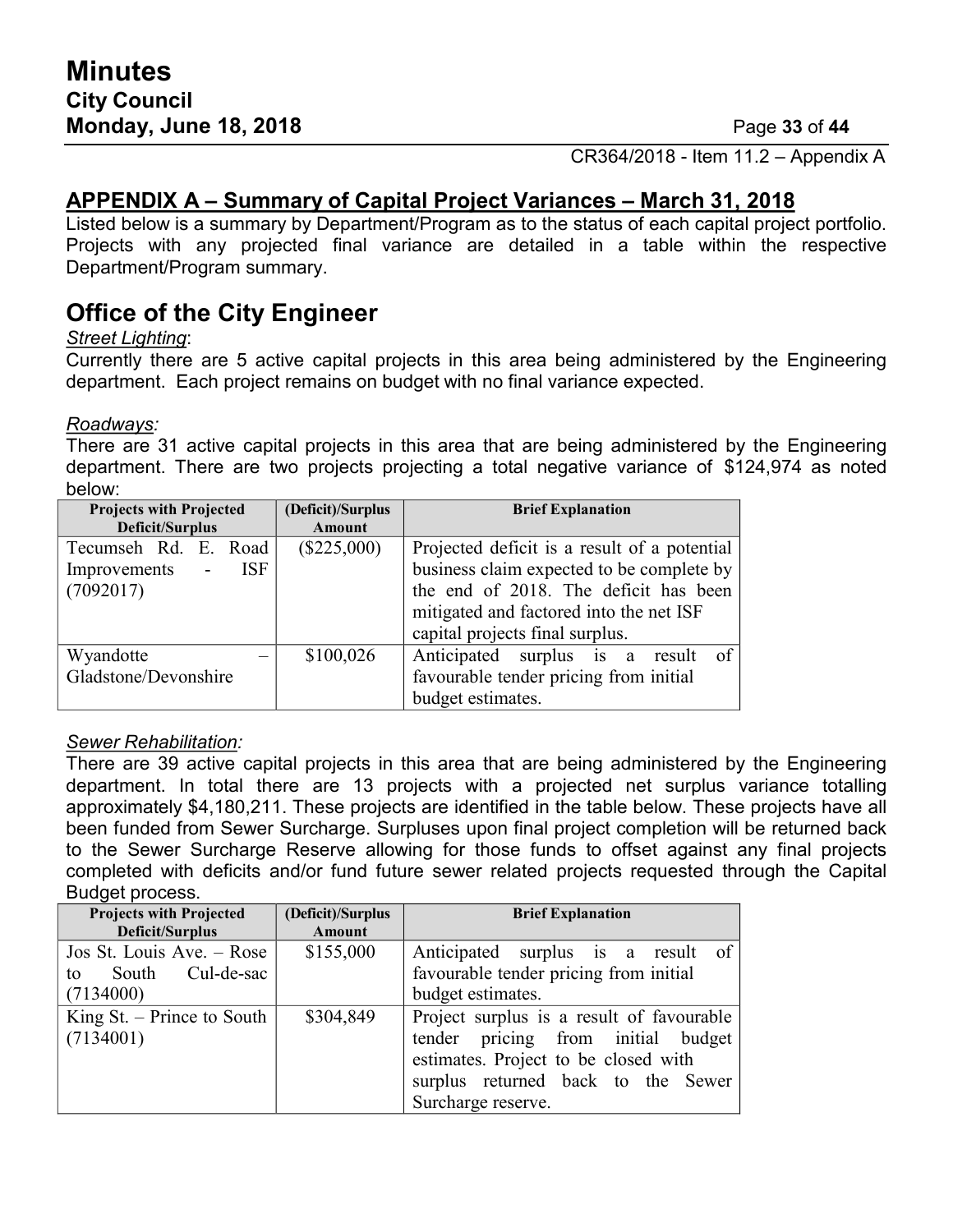## APPENDIX A – Summary of Capital Project Variances – March 31, 2018

Listed below is a summary by Department/Program as to the status of each capital project portfolio. Projects with any projected final variance are detailed in a table within the respective Department/Program summary.

# Office of the City Engineer

*Street Lighting*:

Currently there are 5 active capital projects in this area being administered by the Engineering department. Each project remains on budget with no final variance expected.

*Roadways:*

There are 31 active capital projects in this area that are being administered by the Engineering department. There are two projects projecting a total negative variance of $124,974 as noted below:

| Projects with Projected Deficit/Surplus | (Deficit)/Surplus Amount | Brief Explanation |
|---|---|---|
| Tecumseh Rd. E. Road Improvements - ISF (7092017) | ($225,000) | Projected deficit is a result of a potential business claim expected to be complete by the end of 2018. The deficit has been mitigated and factored into the net ISF capital projects final surplus. |
| Wyandotte – Gladstone/Devonshire | $100,026 | Anticipated surplus is a result of favourable tender pricing from initial budget estimates. |

*Sewer Rehabilitation:*

There are 39 active capital projects in this area that are being administered by the Engineering department. In total there are 13 projects with a projected net surplus variance totalling approximately $4,180,211. These projects are identified in the table below. These projects have all been funded from Sewer Surcharge. Surpluses upon final project completion will be returned back to the Sewer Surcharge Reserve allowing for those funds to offset against any final projects completed with deficits and/or fund future sewer related projects requested through the Capital Budget process.

| Projects with Projected Deficit/Surplus | (Deficit)/Surplus Amount | Brief Explanation |
|---|---|---|
| Jos St. Louis Ave. – Rose to South Cul-de-sac (7134000) | $155,000 | Anticipated surplus is a result of favourable tender pricing from initial budget estimates. |
| King St. – Prince to South (7134001) | $304,849 | Project surplus is a result of favourable tender pricing from initial budget estimates. Project to be closed with surplus returned back to the Sewer Surcharge reserve. |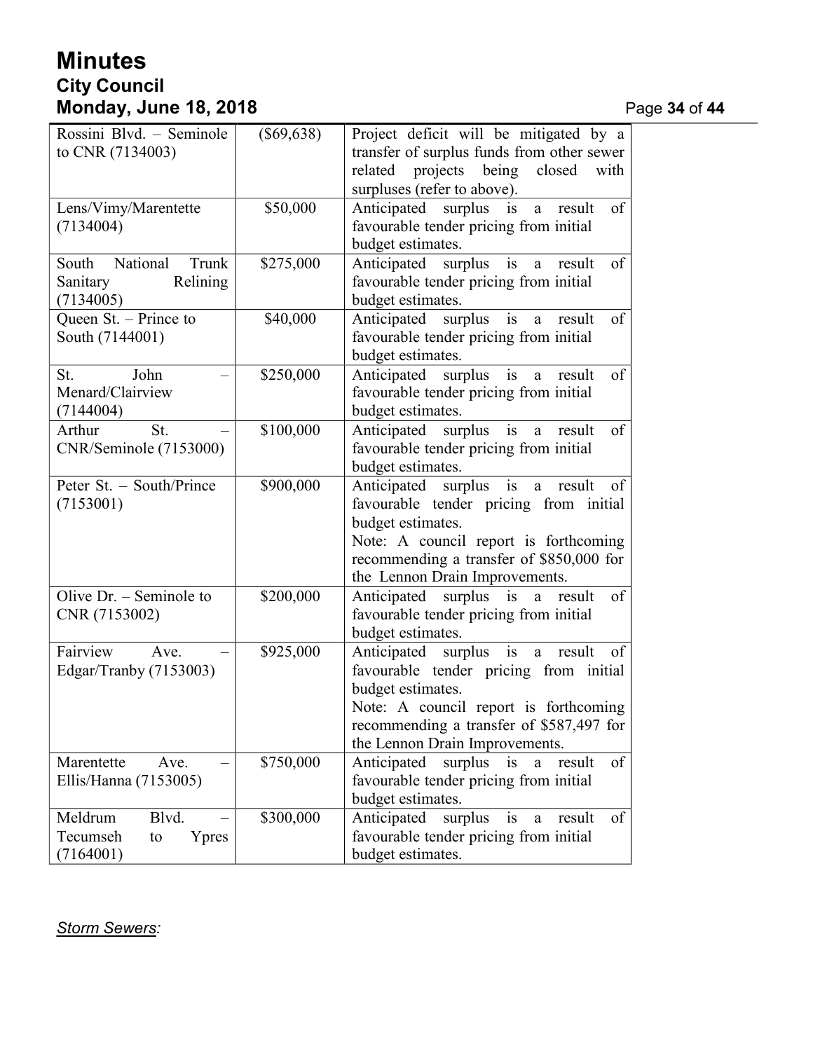| Rossini Blvd. – Seminole to CNR (7134003) | ($69,638) | Project deficit will be mitigated by a transfer of surplus funds from other sewer related projects being closed with surpluses (refer to above). |
|---|---|---|
| Lens/Vimy/Marentette (7134004) | $50,000 | Anticipated surplus is a result of favourable tender pricing from initial budget estimates. |
| South National Trunk Sanitary Relining (7134005) | $275,000 | Anticipated surplus is a result of favourable tender pricing from initial budget estimates. |
| Queen St. – Prince to South (7144001) | $40,000 | Anticipated surplus is a result of favourable tender pricing from initial budget estimates. |
| St. John – Menard/Clairview (7144004) | $250,000 | Anticipated surplus is a result of favourable tender pricing from initial budget estimates. |
| Arthur St. – CNR/Seminole (7153000) | $100,000 | Anticipated surplus is a result of favourable tender pricing from initial budget estimates. |
| Peter St. – South/Prince (7153001) | $900,000 | Anticipated surplus is a result of favourable tender pricing from initial budget estimates.<br>Note: A council report is forthcoming recommending a transfer of $850,000 for the Lennon Drain Improvements. |
| Olive Dr. – Seminole to CNR (7153002) | $200,000 | Anticipated surplus is a result of favourable tender pricing from initial budget estimates. |
| Fairview Ave. – Edgar/Tranby (7153003) | $925,000 | Anticipated surplus is a result of favourable tender pricing from initial budget estimates.<br>Note: A council report is forthcoming recommending a transfer of $587,497 for the Lennon Drain Improvements. |
| Marentette Ave. – Ellis/Hanna (7153005) | $750,000 | Anticipated surplus is a result of favourable tender pricing from initial budget estimates. |
| Meldrum Blvd. – Tecumseh to Ypres (7164001) | $300,000 | Anticipated surplus is a result of favourable tender pricing from initial budget estimates. |

***Storm Sewers:***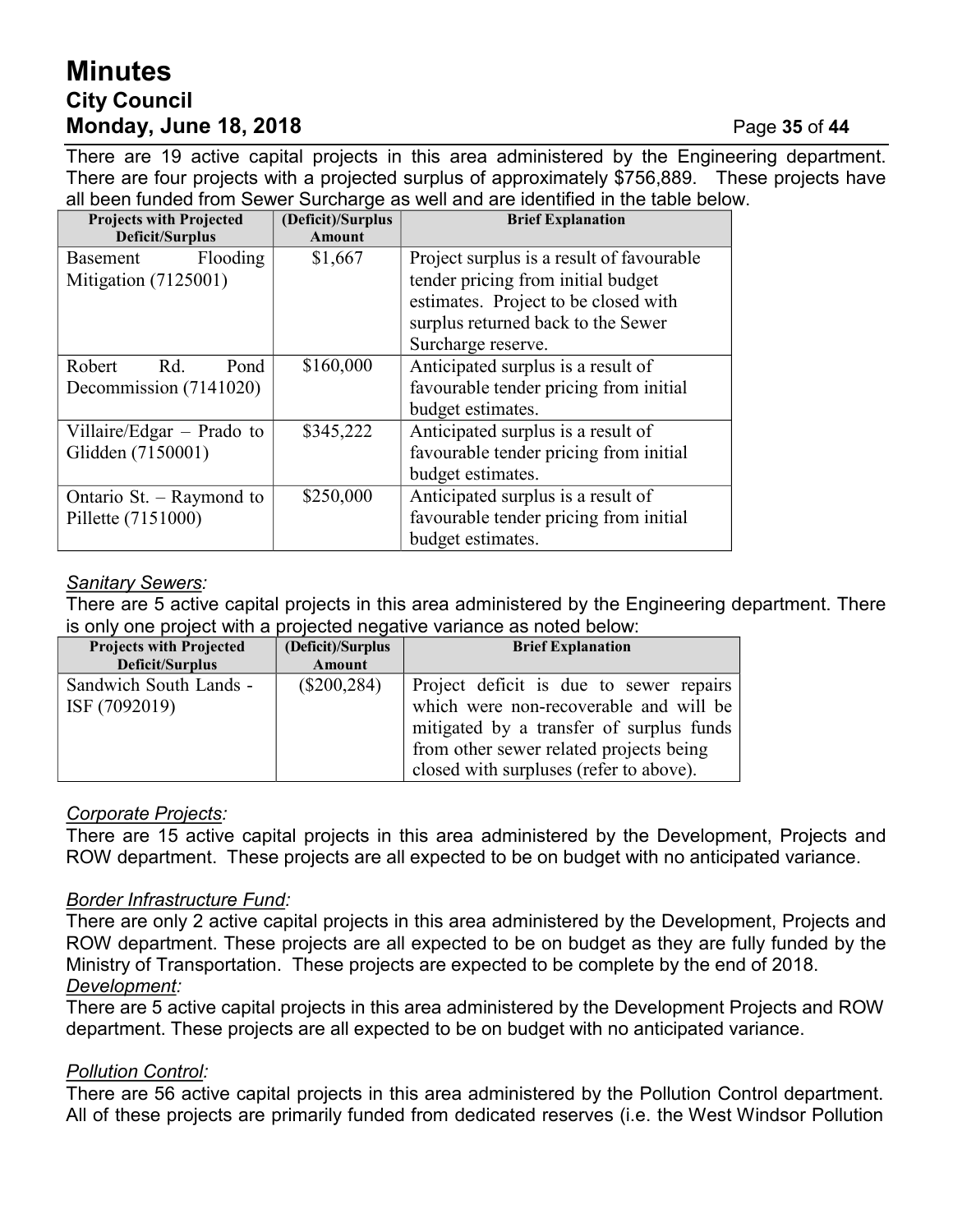There are 19 active capital projects in this area administered by the Engineering department. There are four projects with a projected surplus of approximately $756,889. These projects have all been funded from Sewer Surcharge as well and are identified in the table below.

| Projects with Projected Deficit/Surplus | (Deficit)/Surplus Amount | Brief Explanation |
|---|---|---|
| Basement Flooding Mitigation (7125001) | $1,667 | Project surplus is a result of favourable tender pricing from initial budget estimates. Project to be closed with surplus returned back to the Sewer Surcharge reserve. |
| Robert Rd. Pond Decommission (7141020) | $160,000 | Anticipated surplus is a result of favourable tender pricing from initial budget estimates. |
| Villaire/Edgar – Prado to Glidden (7150001) | $345,222 | Anticipated surplus is a result of favourable tender pricing from initial budget estimates. |
| Ontario St. – Raymond to Pillette (7151000) | $250,000 | Anticipated surplus is a result of favourable tender pricing from initial budget estimates. |

*Sanitary Sewers:*

There are 5 active capital projects in this area administered by the Engineering department. There is only one project with a projected negative variance as noted below:

| Projects with Projected Deficit/Surplus | (Deficit)/Surplus Amount | Brief Explanation |
|---|---|---|
| Sandwich South Lands - ISF (7092019) | ($200,284) | Project deficit is due to sewer repairs which were non-recoverable and will be mitigated by a transfer of surplus funds from other sewer related projects being closed with surpluses (refer to above). |

*Corporate Projects:*

There are 15 active capital projects in this area administered by the Development, Projects and ROW department. These projects are all expected to be on budget with no anticipated variance.

*Border Infrastructure Fund:*

There are only 2 active capital projects in this area administered by the Development, Projects and ROW department. These projects are all expected to be on budget as they are fully funded by the Ministry of Transportation. These projects are expected to be complete by the end of 2018.

*Development:*

There are 5 active capital projects in this area administered by the Development Projects and ROW department. These projects are all expected to be on budget with no anticipated variance.

*Pollution Control:*

There are 56 active capital projects in this area administered by the Pollution Control department. All of these projects are primarily funded from dedicated reserves (i.e. the West Windsor Pollution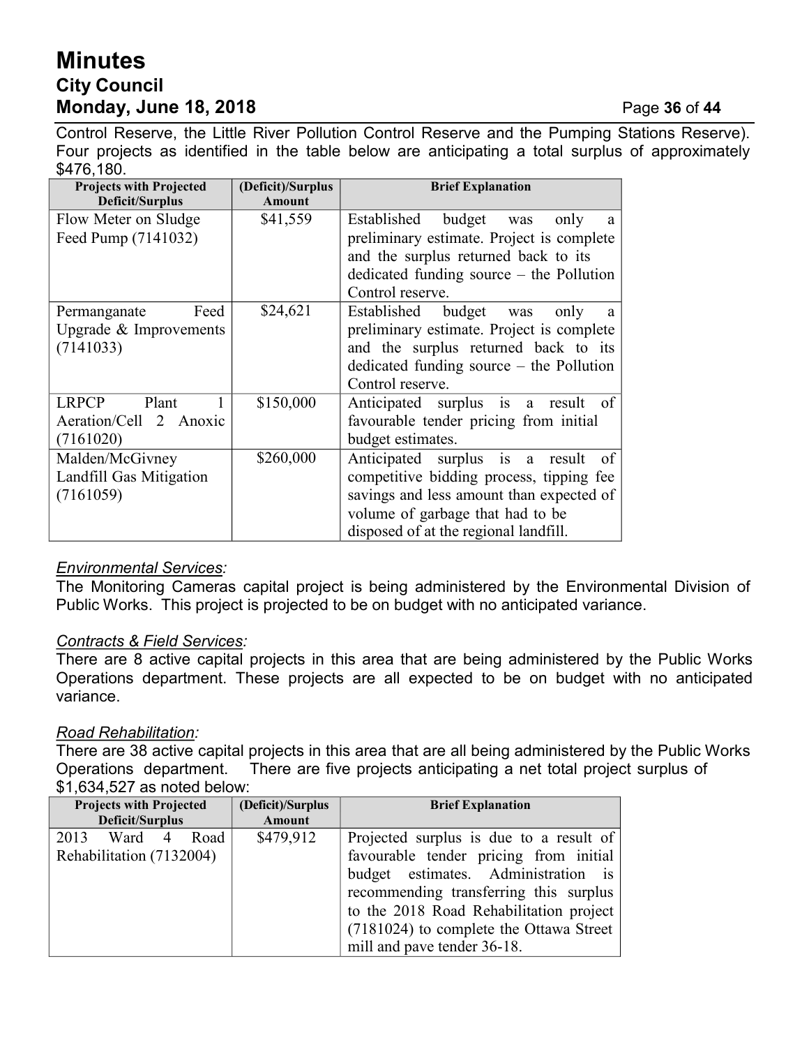Control Reserve, the Little River Pollution Control Reserve and the Pumping Stations Reserve). Four projects as identified in the table below are anticipating a total surplus of approximately $476,180.

| Projects with Projected Deficit/Surplus | (Deficit)/Surplus Amount | Brief Explanation |
|---|---|---|
| Flow Meter on Sludge Feed Pump (7141032) | $41,559 | Established budget was only a preliminary estimate. Project is complete and the surplus returned back to its dedicated funding source – the Pollution Control reserve. |
| Permanganate Feed Upgrade & Improvements (7141033) | $24,621 | Established budget was only a preliminary estimate. Project is complete and the surplus returned back to its dedicated funding source – the Pollution Control reserve. |
| LRPCP Plant 1 Aeration/Cell 2 Anoxic (7161020) | $150,000 | Anticipated surplus is a result of favourable tender pricing from initial budget estimates. |
| Malden/McGivney Landfill Gas Mitigation (7161059) | $260,000 | Anticipated surplus is a result of competitive bidding process, tipping fee savings and less amount than expected of volume of garbage that had to be disposed of at the regional landfill. |

*Environmental Services:*

The Monitoring Cameras capital project is being administered by the Environmental Division of Public Works. This project is projected to be on budget with no anticipated variance.

*Contracts & Field Services:*

There are 8 active capital projects in this area that are being administered by the Public Works Operations department. These projects are all expected to be on budget with no anticipated variance.

*Road Rehabilitation:*

There are 38 active capital projects in this area that are all being administered by the Public Works Operations department. There are five projects anticipating a net total project surplus of $1,634,527 as noted below:

| Projects with Projected Deficit/Surplus | (Deficit)/Surplus Amount | Brief Explanation |
|---|---|---|
| 2013 Ward 4 Road Rehabilitation (7132004) | $479,912 | Projected surplus is due to a result of favourable tender pricing from initial budget estimates. Administration is recommending transferring this surplus to the 2018 Road Rehabilitation project (7181024) to complete the Ottawa Street mill and pave tender 36-18. |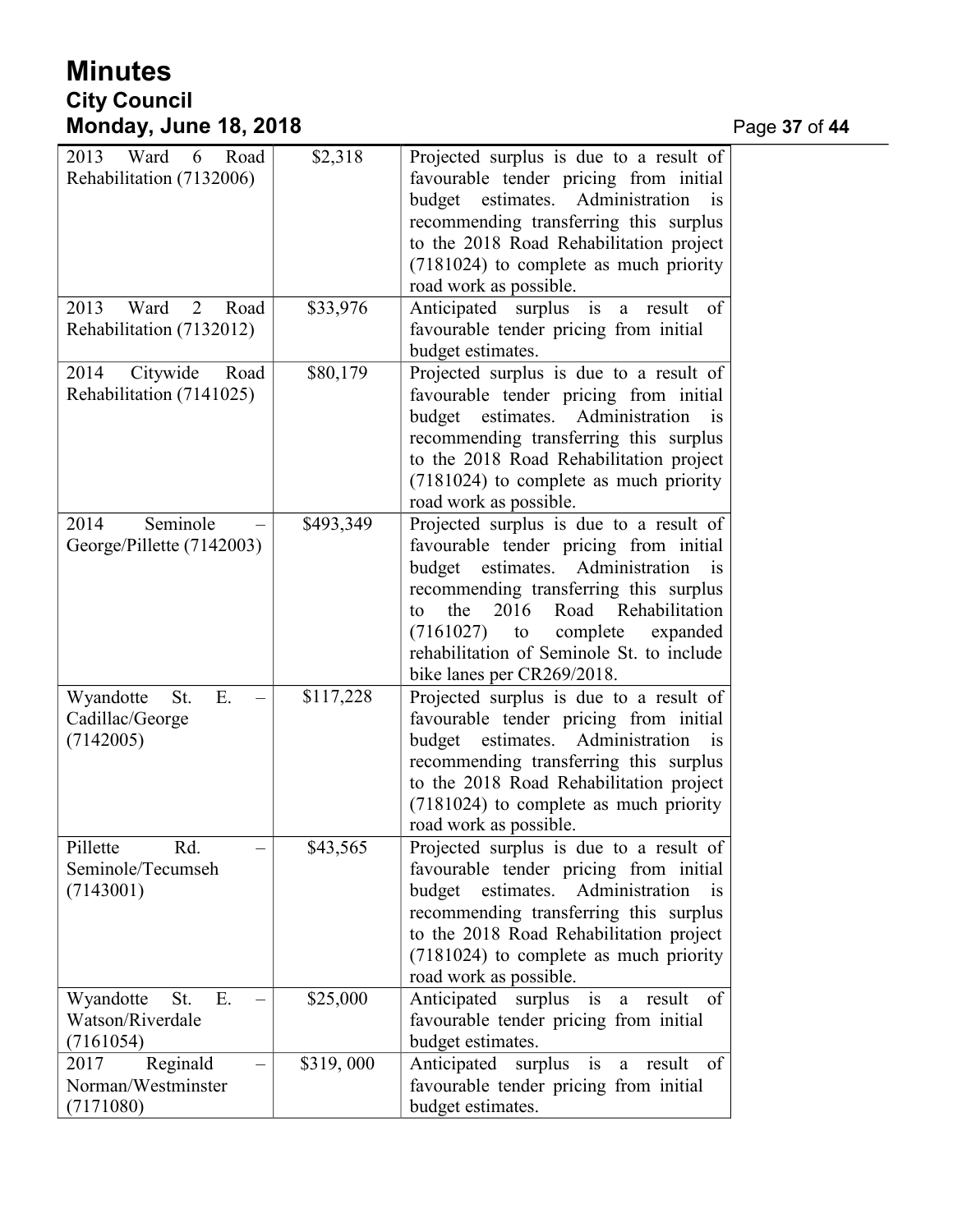| | | |
|---|---|---|
| 2013 Ward 6 Road Rehabilitation (7132006) | \$2,318 | Projected surplus is due to a result of favourable tender pricing from initial budget estimates. Administration is recommending transferring this surplus to the 2018 Road Rehabilitation project (7181024) to complete as much priority road work as possible. |
| 2013 Ward 2 Road Rehabilitation (7132012) | \$33,976 | Anticipated surplus is a result of favourable tender pricing from initial budget estimates. |
| 2014 Citywide Road Rehabilitation (7141025) | \$80,179 | Projected surplus is due to a result of favourable tender pricing from initial budget estimates. Administration is recommending transferring this surplus to the 2018 Road Rehabilitation project (7181024) to complete as much priority road work as possible. |
| 2014 Seminole – George/Pillette (7142003) | \$493,349 | Projected surplus is due to a result of favourable tender pricing from initial budget estimates. Administration is recommending transferring this surplus to the 2016 Road Rehabilitation (7161027) to complete expanded rehabilitation of Seminole St. to include bike lanes per CR269/2018. |
| Wyandotte St. E. – Cadillac/George (7142005) | \$117,228 | Projected surplus is due to a result of favourable tender pricing from initial budget estimates. Administration is recommending transferring this surplus to the 2018 Road Rehabilitation project (7181024) to complete as much priority road work as possible. |
| Pillette Rd. – Seminole/Tecumseh (7143001) | \$43,565 | Projected surplus is due to a result of favourable tender pricing from initial budget estimates. Administration is recommending transferring this surplus to the 2018 Road Rehabilitation project (7181024) to complete as much priority road work as possible. |
| Wyandotte St. E. – Watson/Riverdale (7161054) | \$25,000 | Anticipated surplus is a result of favourable tender pricing from initial budget estimates. |
| 2017 Reginald – Norman/Westminster (7171080) | \$319, 000 | Anticipated surplus is a result of favourable tender pricing from initial budget estimates. |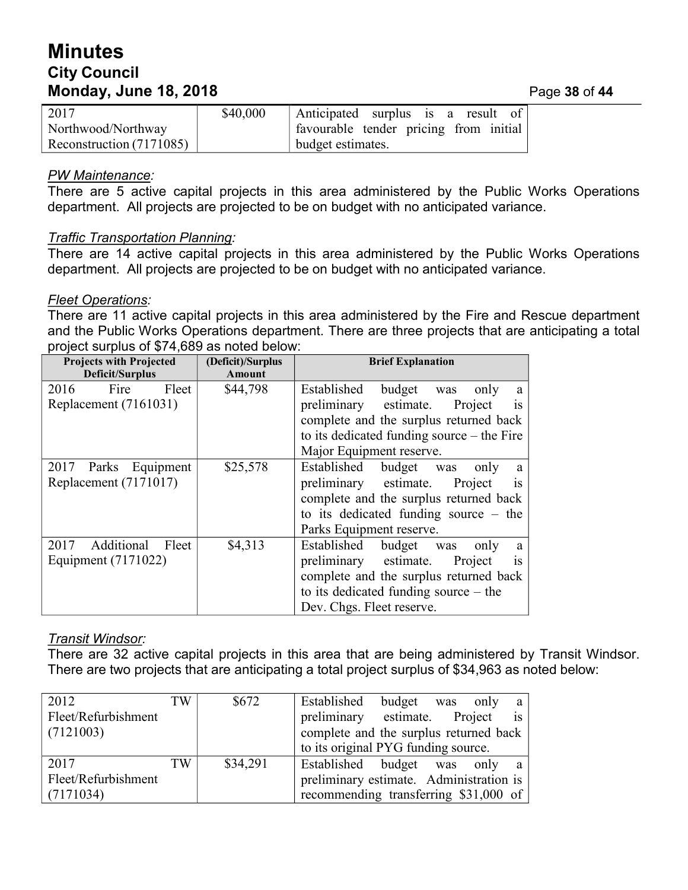| | | |
|---|---|---|
| 2017 Northwood/Northway Reconstruction (7171085) | $40,000 | Anticipated surplus is a result of favourable tender pricing from initial budget estimates. |

*PW Maintenance*:
There are 5 active capital projects in this area administered by the Public Works Operations department. All projects are projected to be on budget with no anticipated variance.

*Traffic Transportation Planning*:
There are 14 active capital projects in this area administered by the Public Works Operations department. All projects are projected to be on budget with no anticipated variance.

*Fleet Operations*:
There are 11 active capital projects in this area administered by the Fire and Rescue department and the Public Works Operations department. There are three projects that are anticipating a total project surplus of $74,689 as noted below:

| Projects with Projected Deficit/Surplus | (Deficit)/Surplus Amount | Brief Explanation |
|---|---|---|
| 2016 Fire Fleet Replacement (7161031) | $44,798 | Established budget was only a preliminary estimate. Project is complete and the surplus returned back to its dedicated funding source – the Fire Major Equipment reserve. |
| 2017 Parks Equipment Replacement (7171017) | $25,578 | Established budget was only a preliminary estimate. Project is complete and the surplus returned back to its dedicated funding source – the Parks Equipment reserve. |
| 2017 Additional Fleet Equipment (7171022) | $4,313 | Established budget was only a preliminary estimate. Project is complete and the surplus returned back to its dedicated funding source – the Dev. Chgs. Fleet reserve. |

*Transit Windsor*:
There are 32 active capital projects in this area that are being administered by Transit Windsor. There are two projects that are anticipating a total project surplus of $34,963 as noted below:

| | | |
|---|---|---|
| 2012 TW Fleet/Refurbishment (7121003) | $672 | Established budget was only a preliminary estimate. Project is complete and the surplus returned back to its original PYG funding source. |
| 2017 TW Fleet/Refurbishment (7171034) | $34,291 | Established budget was only a preliminary estimate. Administration is recommending transferring $31,000 of |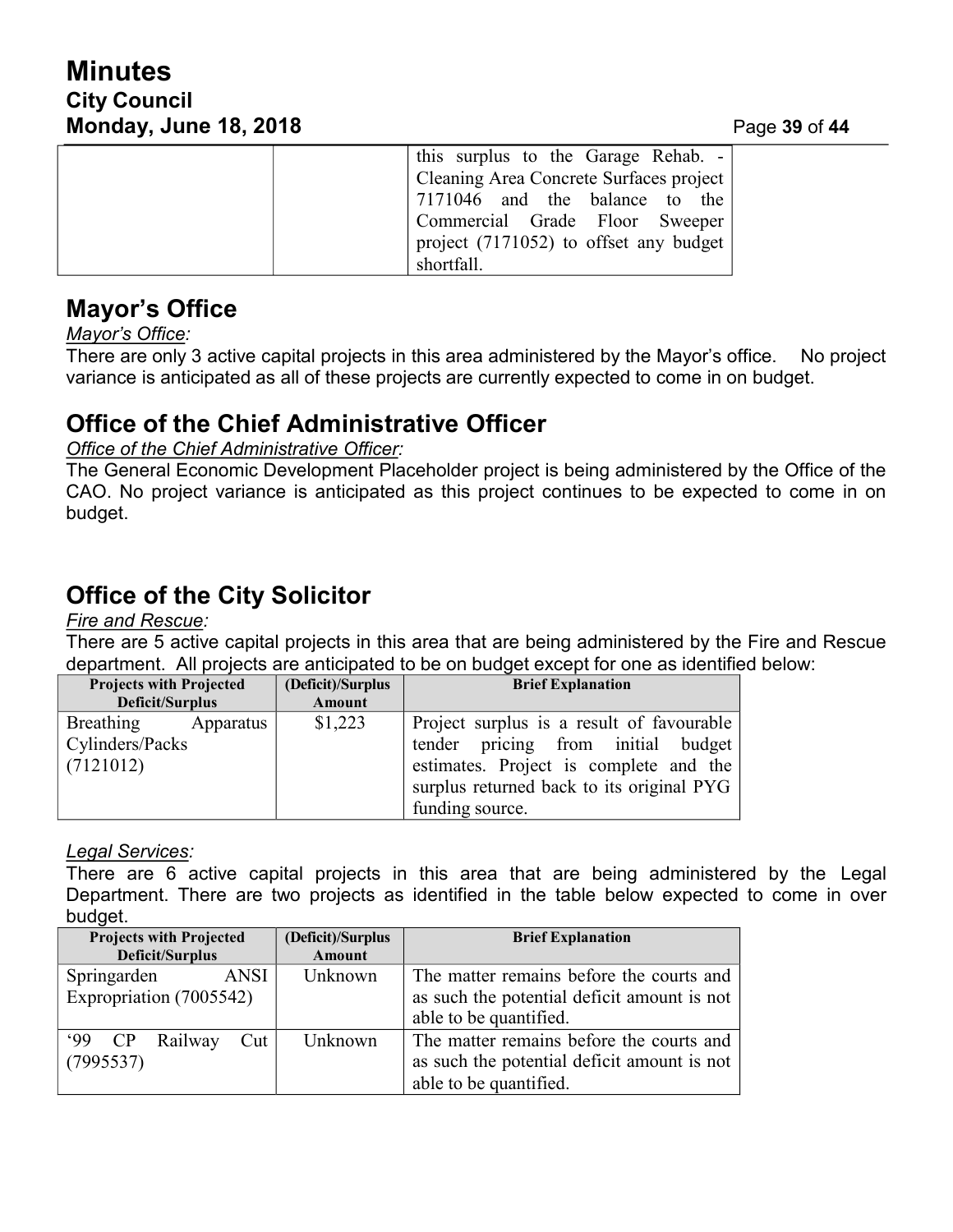| | | this surplus to the Garage Rehab. - Cleaning Area Concrete Surfaces project 7171046 and the balance to the Commercial Grade Floor Sweeper project (7171052) to offset any budget shortfall. |
|---|---|---|

## Mayor's Office

*Mayor's Office:*

There are only 3 active capital projects in this area administered by the Mayor's office. No project variance is anticipated as all of these projects are currently expected to come in on budget.

## Office of the Chief Administrative Officer

*Office of the Chief Administrative Officer:*

The General Economic Development Placeholder project is being administered by the Office of the CAO. No project variance is anticipated as this project continues to be expected to come in on budget.

## Office of the City Solicitor

*Fire and Rescue:*

There are 5 active capital projects in this area that are being administered by the Fire and Rescue department. All projects are anticipated to be on budget except for one as identified below:

| Projects with Projected Deficit/Surplus | (Deficit)/Surplus Amount | Brief Explanation |
|---|---|---|
| Breathing Apparatus Cylinders/Packs (7121012) | $1,223 | Project surplus is a result of favourable tender pricing from initial budget estimates. Project is complete and the surplus returned back to its original PYG funding source. |

*Legal Services:*

There are 6 active capital projects in this area that are being administered by the Legal Department. There are two projects as identified in the table below expected to come in over budget.

| Projects with Projected Deficit/Surplus | (Deficit)/Surplus Amount | Brief Explanation |
|---|---|---|
| Springarden ANSI Expropriation (7005542) | Unknown | The matter remains before the courts and as such the potential deficit amount is not able to be quantified. |
| '99 CP Railway Cut (7995537) | Unknown | The matter remains before the courts and as such the potential deficit amount is not able to be quantified. |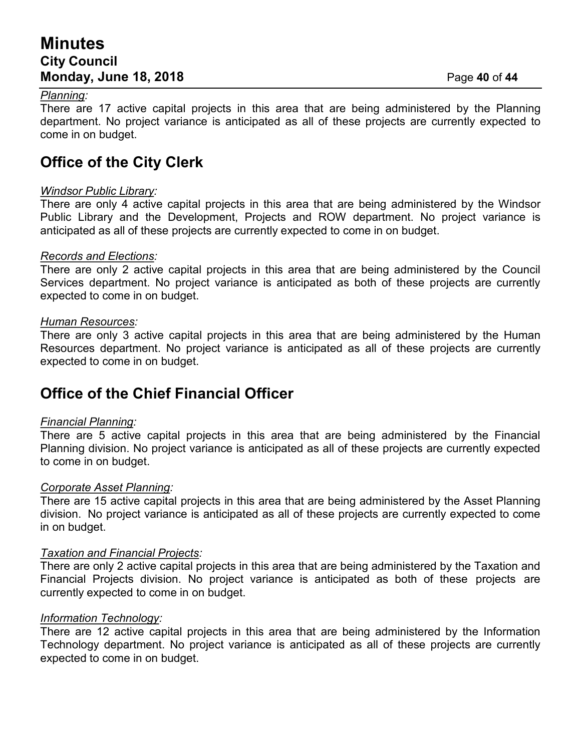*Planning:*
There are 17 active capital projects in this area that are being administered by the Planning department. No project variance is anticipated as all of these projects are currently expected to come in on budget.

## Office of the City Clerk

*Windsor Public Library:*
There are only 4 active capital projects in this area that are being administered by the Windsor Public Library and the Development, Projects and ROW department. No project variance is anticipated as all of these projects are currently expected to come in on budget.

*Records and Elections:*
There are only 2 active capital projects in this area that are being administered by the Council Services department. No project variance is anticipated as both of these projects are currently expected to come in on budget.

*Human Resources:*
There are only 3 active capital projects in this area that are being administered by the Human Resources department. No project variance is anticipated as all of these projects are currently expected to come in on budget.

## Office of the Chief Financial Officer

*Financial Planning:*
There are 5 active capital projects in this area that are being administered by the Financial Planning division. No project variance is anticipated as all of these projects are currently expected to come in on budget.

*Corporate Asset Planning:*
There are 15 active capital projects in this area that are being administered by the Asset Planning division. No project variance is anticipated as all of these projects are currently expected to come in on budget.

*Taxation and Financial Projects:*
There are only 2 active capital projects in this area that are being administered by the Taxation and Financial Projects division. No project variance is anticipated as both of these projects are currently expected to come in on budget.

*Information Technology:*
There are 12 active capital projects in this area that are being administered by the Information Technology department. No project variance is anticipated as all of these projects are currently expected to come in on budget.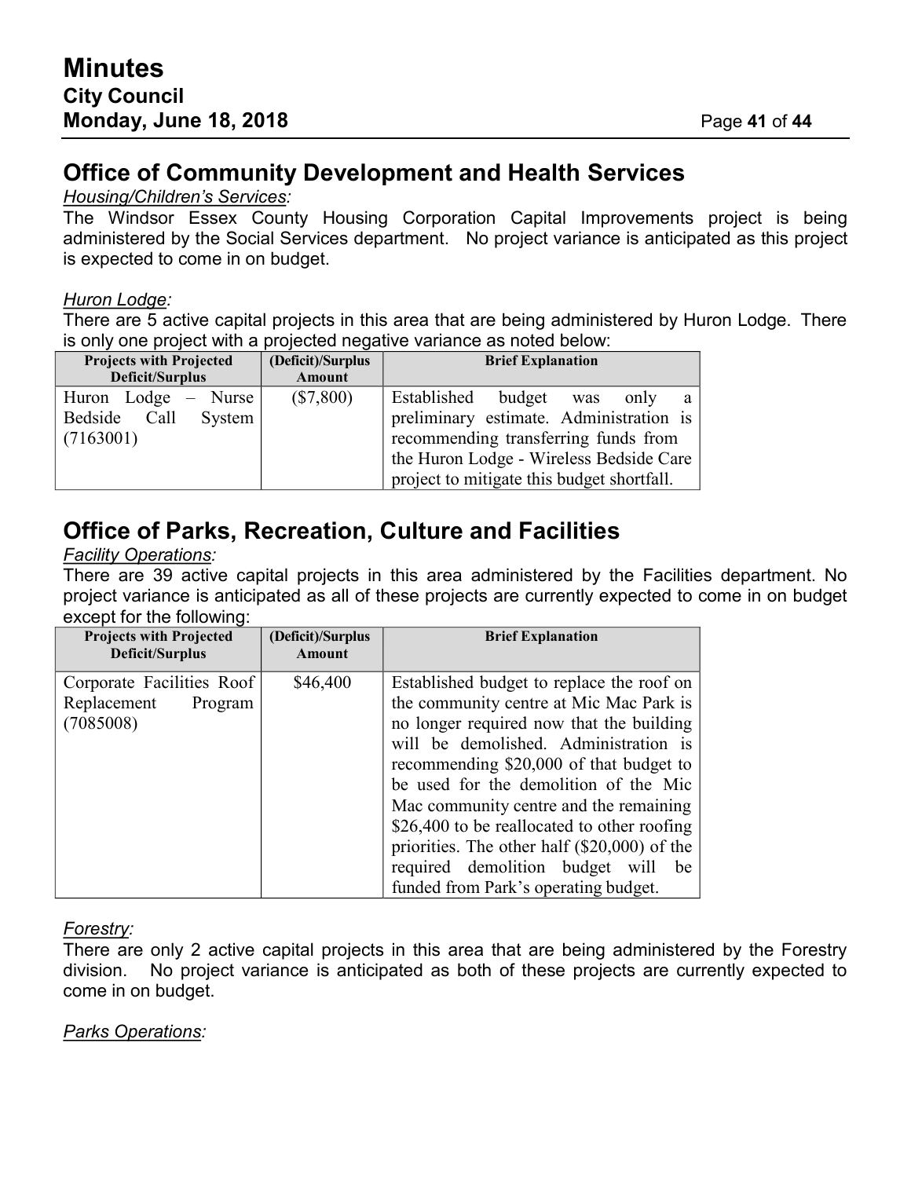## Office of Community Development and Health Services

*Housing/Children's Services:*

The Windsor Essex County Housing Corporation Capital Improvements project is being administered by the Social Services department. No project variance is anticipated as this project is expected to come in on budget.

*Huron Lodge:*

There are 5 active capital projects in this area that are being administered by Huron Lodge. There is only one project with a projected negative variance as noted below:

| Projects with Projected Deficit/Surplus | (Deficit)/Surplus Amount | Brief Explanation |
|---|---|---|
| Huron Lodge – Nurse Bedside Call System (7163001) | ($7,800) | Established budget was only a preliminary estimate. Administration is recommending transferring funds from the Huron Lodge - Wireless Bedside Care project to mitigate this budget shortfall. |

## Office of Parks, Recreation, Culture and Facilities

*Facility Operations:*

There are 39 active capital projects in this area administered by the Facilities department. No project variance is anticipated as all of these projects are currently expected to come in on budget except for the following:

| Projects with Projected Deficit/Surplus | (Deficit)/Surplus Amount | Brief Explanation |
|---|---|---|
| Corporate Facilities Roof Replacement Program (7085008) | $46,400 | Established budget to replace the roof on the community centre at Mic Mac Park is no longer required now that the building will be demolished. Administration is recommending $20,000 of that budget to be used for the demolition of the Mic Mac community centre and the remaining $26,400 to be reallocated to other roofing priorities. The other half ($20,000) of the required demolition budget will be funded from Park's operating budget. |

*Forestry:*

There are only 2 active capital projects in this area that are being administered by the Forestry division. No project variance is anticipated as both of these projects are currently expected to come in on budget.

*Parks Operations:*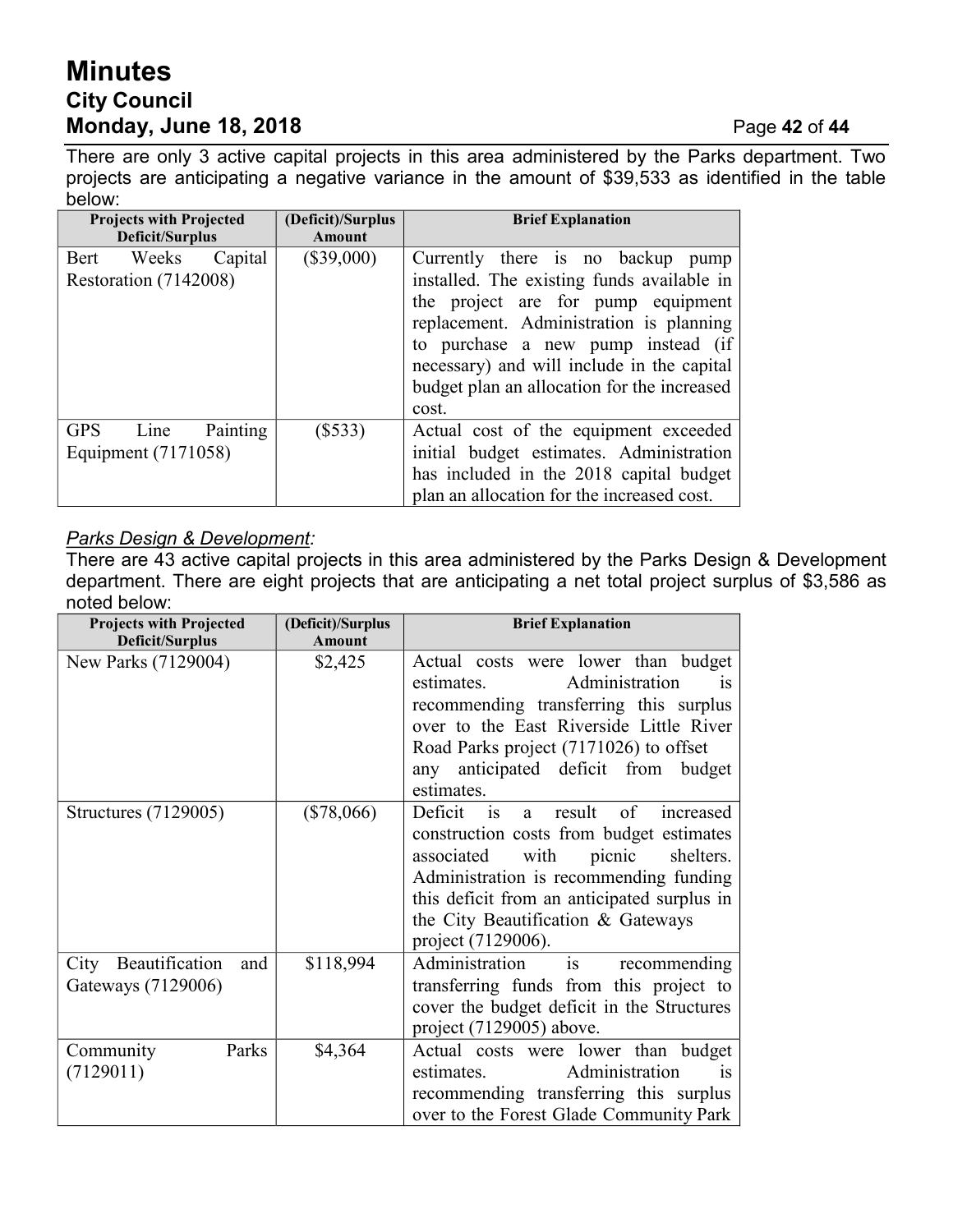There are only 3 active capital projects in this area administered by the Parks department. Two projects are anticipating a negative variance in the amount of $39,533 as identified in the table below:

| Projects with Projected Deficit/Surplus | (Deficit)/Surplus Amount | Brief Explanation |
|---|---|---|
| Bert Weeks Capital Restoration (7142008) | ($39,000) | Currently there is no backup pump installed. The existing funds available in the project are for pump equipment replacement. Administration is planning to purchase a new pump instead (if necessary) and will include in the capital budget plan an allocation for the increased cost. |
| GPS Line Painting Equipment (7171058) | ($533) | Actual cost of the equipment exceeded initial budget estimates. Administration has included in the 2018 capital budget plan an allocation for the increased cost. |

*Parks Design & Development:*

There are 43 active capital projects in this area administered by the Parks Design & Development department. There are eight projects that are anticipating a net total project surplus of $3,586 as noted below:

| Projects with Projected Deficit/Surplus | (Deficit)/Surplus Amount | Brief Explanation |
|---|---|---|
| New Parks (7129004) | $2,425 | Actual costs were lower than budget estimates. Administration is recommending transferring this surplus over to the East Riverside Little River Road Parks project (7171026) to offset any anticipated deficit from budget estimates. |
| Structures (7129005) | ($78,066) | Deficit is a result of increased construction costs from budget estimates associated with picnic shelters. Administration is recommending funding this deficit from an anticipated surplus in the City Beautification & Gateways project (7129006). |
| City Beautification and Gateways (7129006) | $118,994 | Administration is recommending transferring funds from this project to cover the budget deficit in the Structures project (7129005) above. |
| Community Parks (7129011) | $4,364 | Actual costs were lower than budget estimates. Administration is recommending transferring this surplus over to the Forest Glade Community Park |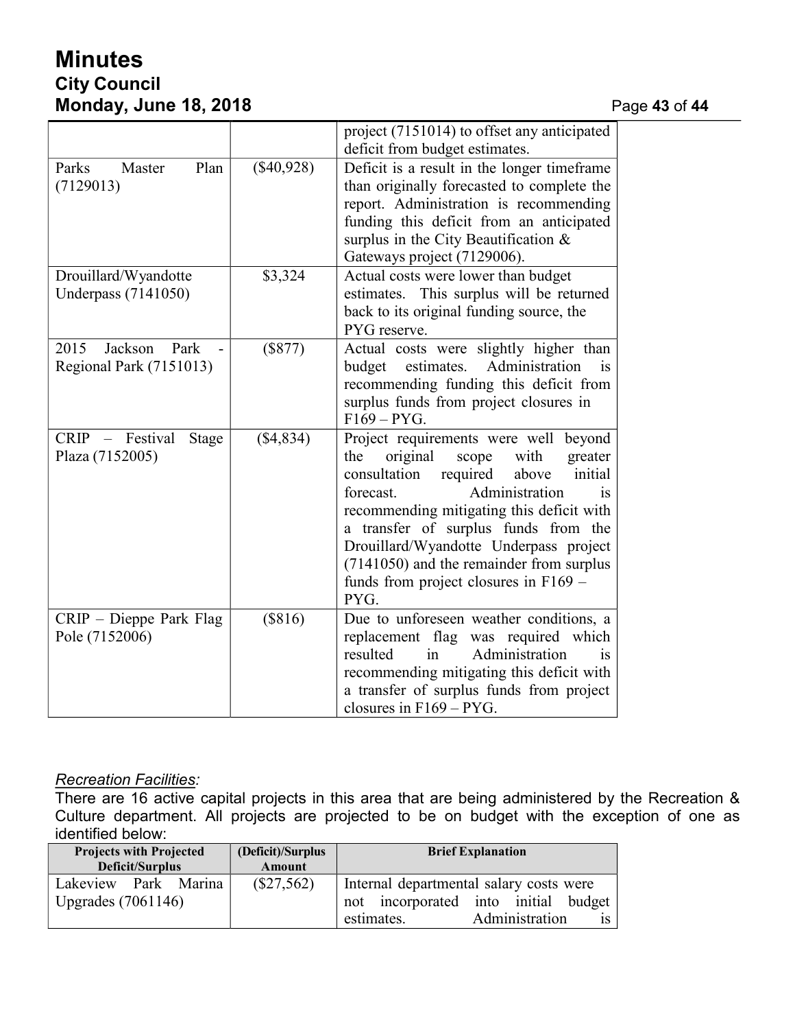| | | project (7151014) to offset any anticipated deficit from budget estimates. |
|---|---|---|
| Parks Master Plan (7129013) | ($40,928) | Deficit is a result in the longer timeframe than originally forecasted to complete the report. Administration is recommending funding this deficit from an anticipated surplus in the City Beautification & Gateways project (7129006). |
| Drouillard/Wyandotte Underpass (7141050) | $3,324 | Actual costs were lower than budget estimates. This surplus will be returned back to its original funding source, the PYG reserve. |
| 2015 Jackson Park - Regional Park (7151013) | ($877) | Actual costs were slightly higher than budget estimates. Administration is recommending funding this deficit from surplus funds from project closures in F169 – PYG. |
| CRIP – Festival Stage Plaza (7152005) | ($4,834) | Project requirements were well beyond the original scope with greater consultation required above initial forecast. Administration is recommending mitigating this deficit with a transfer of surplus funds from the Drouillard/Wyandotte Underpass project (7141050) and the remainder from surplus funds from project closures in F169 – PYG. |
| CRIP – Dieppe Park Flag Pole (7152006) | ($816) | Due to unforeseen weather conditions, a replacement flag was required which resulted in Administration is recommending mitigating this deficit with a transfer of surplus funds from project closures in F169 – PYG. |

*Recreation Facilities:*

There are 16 active capital projects in this area that are being administered by the Recreation & Culture department. All projects are projected to be on budget with the exception of one as identified below:

| Projects with Projected Deficit/Surplus | (Deficit)/Surplus Amount | Brief Explanation |
|---|---|---|
| Lakeview Park Marina Upgrades (7061146) | ($27,562) | Internal departmental salary costs were not incorporated into initial budget estimates. Administration is |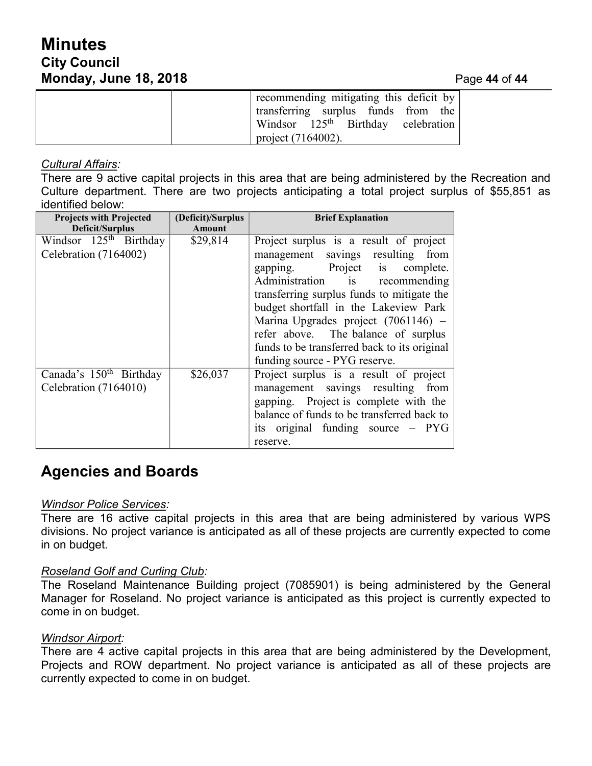| | | |
|---|---|---|
| | | recommending mitigating this deficit by transferring surplus funds from the Windsor 125th Birthday celebration project (7164002). |

*Cultural Affairs:*

There are 9 active capital projects in this area that are being administered by the Recreation and Culture department. There are two projects anticipating a total project surplus of $55,851 as identified below:

| Projects with Projected Deficit/Surplus | (Deficit)/Surplus Amount | Brief Explanation |
|---|---|---|
| Windsor 125th Birthday Celebration (7164002) | $29,814 | Project surplus is a result of project management savings resulting from gapping. Project is complete. Administration is recommending transferring surplus funds to mitigate the budget shortfall in the Lakeview Park Marina Upgrades project (7061146) – refer above. The balance of surplus funds to be transferred back to its original funding source - PYG reserve. |
| Canada's 150th Birthday Celebration (7164010) | $26,037 | Project surplus is a result of project management savings resulting from gapping. Project is complete with the balance of funds to be transferred back to its original funding source – PYG reserve. |

## Agencies and Boards

*Windsor Police Services:*

There are 16 active capital projects in this area that are being administered by various WPS divisions. No project variance is anticipated as all of these projects are currently expected to come in on budget.

*Roseland Golf and Curling Club:*

The Roseland Maintenance Building project (7085901) is being administered by the General Manager for Roseland. No project variance is anticipated as this project is currently expected to come in on budget.

*Windsor Airport:*

There are 4 active capital projects in this area that are being administered by the Development, Projects and ROW department. No project variance is anticipated as all of these projects are currently expected to come in on budget.